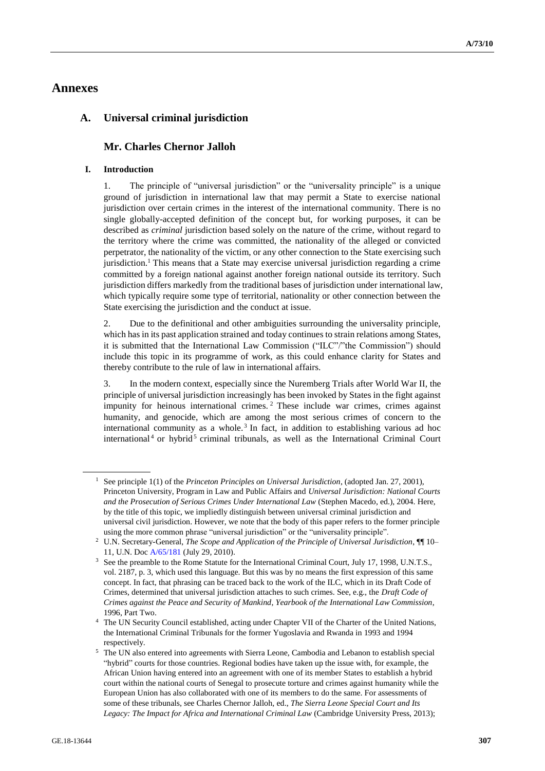# Annexes

## A. Universal criminal jurisdiction

### Mr. Charles Chernor Jalloh

#### I. Introduction

1. The principle of "universal jurisdiction" or the "universality principle" is a unique ground of jurisdiction in international law that may permit a State to exercise national jurisdiction over certain crimes in the interest of the international community. There is no single globally-accepted definition of the concept but, for working purposes, it can be described as *criminal* jurisdiction based solely on the nature of the crime, without regard to the territory where the crime was committed, the nationality of the alleged or convicted perpetrator, the nationality of the victim, or any other connection to the State exercising such jurisdiction.[1] This means that a State may exercise universal jurisdiction regarding a crime committed by a foreign national against another foreign national outside its territory. Such jurisdiction differs markedly from the traditional bases of jurisdiction under international law, which typically require some type of territorial, nationality or other connection between the State exercising the jurisdiction and the conduct at issue.

2. Due to the definitional and other ambiguities surrounding the universality principle, which has in its past application strained and today continues to strain relations among States, it is submitted that the International Law Commission ("ILC"/"the Commission") should include this topic in its programme of work, as this could enhance clarity for States and thereby contribute to the rule of law in international affairs.

3. In the modern context, especially since the Nuremberg Trials after World War II, the principle of universal jurisdiction increasingly has been invoked by States in the fight against impunity for heinous international crimes.[2] These include war crimes, crimes against humanity, and genocide, which are among the most serious crimes of concern to the international community as a whole.[3] In fact, in addition to establishing various ad hoc international[4] or hybrid[5] criminal tribunals, as well as the International Criminal Court

---

[1] See principle 1(1) of the *Princeton Principles on Universal Jurisdiction*, (adopted Jan. 27, 2001), Princeton University, Program in Law and Public Affairs and *Universal Jurisdiction: National Courts and the Prosecution of Serious Crimes Under International Law* (Stephen Macedo, ed.), 2004. Here, by the title of this topic, we impliedly distinguish between universal criminal jurisdiction and universal civil jurisdiction. However, we note that the body of this paper refers to the former principle using the more common phrase "universal jurisdiction" or the "universality principle".

[2] U.N. Secretary-General, *The Scope and Application of the Principle of Universal Jurisdiction*, ¶¶ 10–11, U.N. Doc A/65/181 (July 29, 2010).

[3] See the preamble to the Rome Statute for the International Criminal Court, July 17, 1998, U.N.T.S., vol. 2187, p. 3, which used this language. But this was by no means the first expression of this same concept. In fact, that phrasing can be traced back to the work of the ILC, which in its Draft Code of Crimes, determined that universal jurisdiction attaches to such crimes. See, e.g., the *Draft Code of Crimes against the Peace and Security of Mankind*, *Yearbook of the International Law Commission*, 1996, Part Two.

[4] The UN Security Council established, acting under Chapter VII of the Charter of the United Nations, the International Criminal Tribunals for the former Yugoslavia and Rwanda in 1993 and 1994 respectively.

[5] The UN also entered into agreements with Sierra Leone, Cambodia and Lebanon to establish special "hybrid" courts for those countries. Regional bodies have taken up the issue with, for example, the African Union having entered into an agreement with one of its member States to establish a hybrid court within the national courts of Senegal to prosecute torture and crimes against humanity while the European Union has also collaborated with one of its members to do the same. For assessments of some of these tribunals, see Charles Chernor Jalloh, ed., *The Sierra Leone Special Court and Its Legacy: The Impact for Africa and International Criminal Law* (Cambridge University Press, 2013);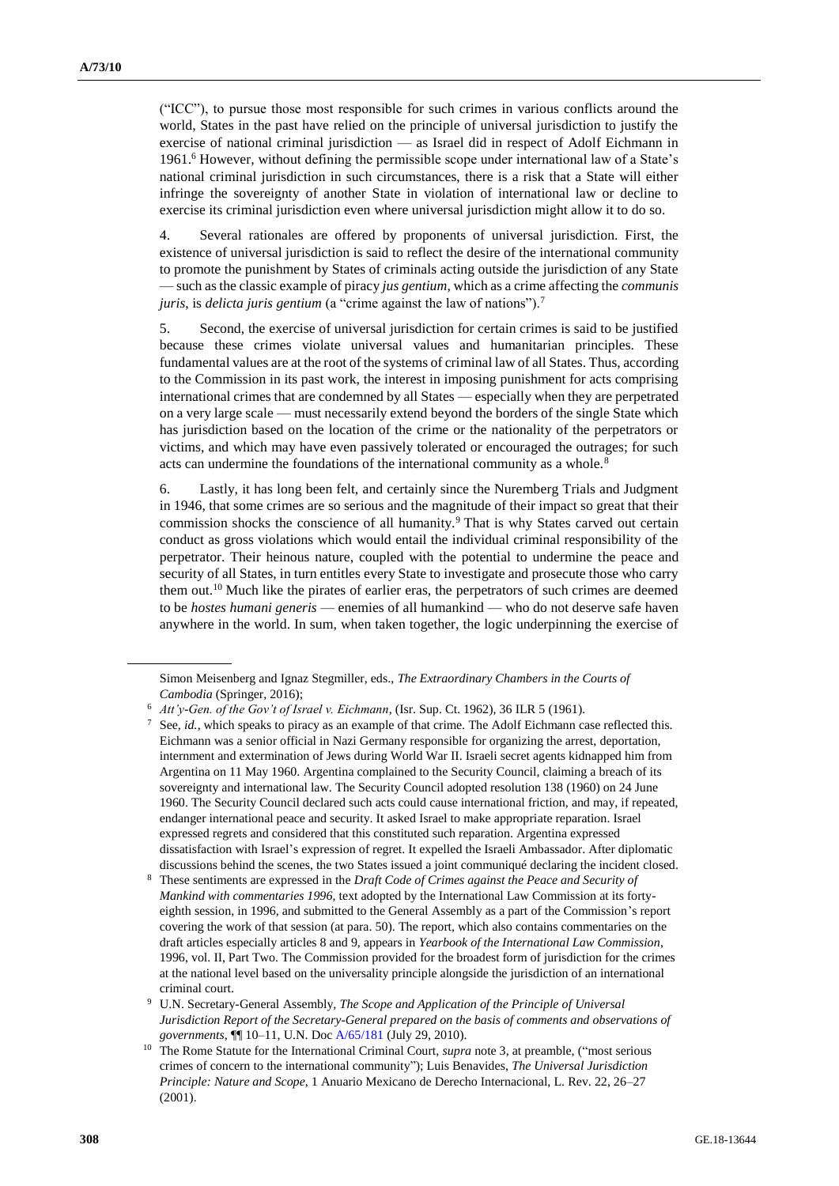("ICC"), to pursue those most responsible for such crimes in various conflicts around the world, States in the past have relied on the principle of universal jurisdiction to justify the exercise of national criminal jurisdiction — as Israel did in respect of Adolf Eichmann in 1961.[6] However, without defining the permissible scope under international law of a State's national criminal jurisdiction in such circumstances, there is a risk that a State will either infringe the sovereignty of another State in violation of international law or decline to exercise its criminal jurisdiction even where universal jurisdiction might allow it to do so.

4. Several rationales are offered by proponents of universal jurisdiction. First, the existence of universal jurisdiction is said to reflect the desire of the international community to promote the punishment by States of criminals acting outside the jurisdiction of any State — such as the classic example of piracy *jus gentium*, which as a crime affecting the *communis juris*, is *delicta juris gentium* (a "crime against the law of nations").[7]

5. Second, the exercise of universal jurisdiction for certain crimes is said to be justified because these crimes violate universal values and humanitarian principles. These fundamental values are at the root of the systems of criminal law of all States. Thus, according to the Commission in its past work, the interest in imposing punishment for acts comprising international crimes that are condemned by all States — especially when they are perpetrated on a very large scale — must necessarily extend beyond the borders of the single State which has jurisdiction based on the location of the crime or the nationality of the perpetrators or victims, and which may have even passively tolerated or encouraged the outrages; for such acts can undermine the foundations of the international community as a whole.[8]

6. Lastly, it has long been felt, and certainly since the Nuremberg Trials and Judgment in 1946, that some crimes are so serious and the magnitude of their impact so great that their commission shocks the conscience of all humanity.[9] That is why States carved out certain conduct as gross violations which would entail the individual criminal responsibility of the perpetrator. Their heinous nature, coupled with the potential to undermine the peace and security of all States, in turn entitles every State to investigate and prosecute those who carry them out.[10] Much like the pirates of earlier eras, the perpetrators of such crimes are deemed to be *hostes humani generis* — enemies of all humankind — who do not deserve safe haven anywhere in the world. In sum, when taken together, the logic underpinning the exercise of

---

Simon Meisenberg and Ignaz Stegmiller, eds., *The Extraordinary Chambers in the Courts of Cambodia* (Springer, 2016);

[6] *Att'y-Gen. of the Gov't of Israel v. Eichmann*, (Isr. Sup. Ct. 1962), 36 ILR 5 (1961).

[7] See, *id.*, which speaks to piracy as an example of that crime. The Adolf Eichmann case reflected this. Eichmann was a senior official in Nazi Germany responsible for organizing the arrest, deportation, internment and extermination of Jews during World War II. Israeli secret agents kidnapped him from Argentina on 11 May 1960. Argentina complained to the Security Council, claiming a breach of its sovereignty and international law. The Security Council adopted resolution 138 (1960) on 24 June 1960. The Security Council declared such acts could cause international friction, and may, if repeated, endanger international peace and security. It asked Israel to make appropriate reparation. Israel expressed regrets and considered that this constituted such reparation. Argentina expressed dissatisfaction with Israel's expression of regret. It expelled the Israeli Ambassador. After diplomatic discussions behind the scenes, the two States issued a joint communiqué declaring the incident closed.

[8] These sentiments are expressed in the *Draft Code of Crimes against the Peace and Security of Mankind with commentaries 1996*, text adopted by the International Law Commission at its forty-eighth session, in 1996, and submitted to the General Assembly as a part of the Commission's report covering the work of that session (at para. 50). The report, which also contains commentaries on the draft articles especially articles 8 and 9, appears in *Yearbook of the International Law Commission*, 1996, vol. II, Part Two. The Commission provided for the broadest form of jurisdiction for the crimes at the national level based on the universality principle alongside the jurisdiction of an international criminal court.

[9] U.N. Secretary-General Assembly, *The Scope and Application of the Principle of Universal Jurisdiction Report of the Secretary-General prepared on the basis of comments and observations of governments*, ¶¶ 10–11, U.N. Doc A/65/181 (July 29, 2010).

[10] The Rome Statute for the International Criminal Court, *supra* note 3, at preamble, ("most serious crimes of concern to the international community"); Luis Benavides, *The Universal Jurisdiction Principle: Nature and Scope*, 1 Anuario Mexicano de Derecho Internacional, L. Rev. 22, 26–27 (2001).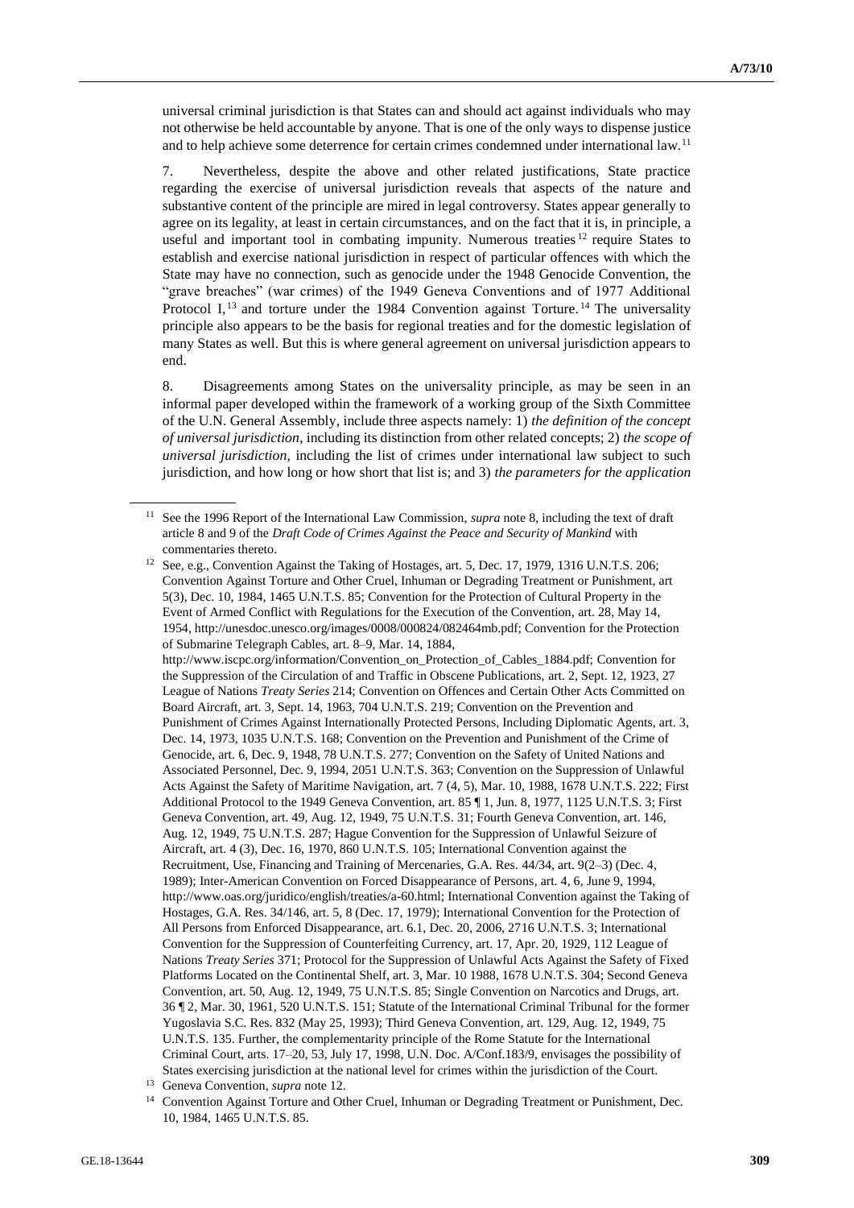universal criminal jurisdiction is that States can and should act against individuals who may not otherwise be held accountable by anyone. That is one of the only ways to dispense justice and to help achieve some deterrence for certain crimes condemned under international law.[11]

7. Nevertheless, despite the above and other related justifications, State practice regarding the exercise of universal jurisdiction reveals that aspects of the nature and substantive content of the principle are mired in legal controversy. States appear generally to agree on its legality, at least in certain circumstances, and on the fact that it is, in principle, a useful and important tool in combating impunity. Numerous treaties[12] require States to establish and exercise national jurisdiction in respect of particular offences with which the State may have no connection, such as genocide under the 1948 Genocide Convention, the "grave breaches" (war crimes) of the 1949 Geneva Conventions and of 1977 Additional Protocol I,[13] and torture under the 1984 Convention against Torture.[14] The universality principle also appears to be the basis for regional treaties and for the domestic legislation of many States as well. But this is where general agreement on universal jurisdiction appears to end.

8. Disagreements among States on the universality principle, as may be seen in an informal paper developed within the framework of a working group of the Sixth Committee of the U.N. General Assembly, include three aspects namely: 1) *the definition of the concept of universal jurisdiction*, including its distinction from other related concepts; 2) *the scope of universal jurisdiction*, including the list of crimes under international law subject to such jurisdiction, and how long or how short that list is; and 3) *the parameters for the application*

---

[11] See the 1996 Report of the International Law Commission, *supra* note 8, including the text of draft article 8 and 9 of the *Draft Code of Crimes Against the Peace and Security of Mankind* with commentaries thereto.

[12] See, e.g., Convention Against the Taking of Hostages, art. 5, Dec. 17, 1979, 1316 U.N.T.S. 206; Convention Against Torture and Other Cruel, Inhuman or Degrading Treatment or Punishment, art 5(3), Dec. 10, 1984, 1465 U.N.T.S. 85; Convention for the Protection of Cultural Property in the Event of Armed Conflict with Regulations for the Execution of the Convention, art. 28, May 14, 1954, http://unesdoc.unesco.org/images/0008/000824/082464mb.pdf; Convention for the Protection of Submarine Telegraph Cables, art. 8–9, Mar. 14, 1884, http://www.iscpc.org/information/Convention_on_Protection_of_Cables_1884.pdf; Convention for the Suppression of the Circulation of and Traffic in Obscene Publications, art. 2, Sept. 12, 1923, 27 League of Nations *Treaty Series* 214; Convention on Offences and Certain Other Acts Committed on Board Aircraft, art. 3, Sept. 14, 1963, 704 U.N.T.S. 219; Convention on the Prevention and Punishment of Crimes Against Internationally Protected Persons, Including Diplomatic Agents, art. 3, Dec. 14, 1973, 1035 U.N.T.S. 168; Convention on the Prevention and Punishment of the Crime of Genocide, art. 6, Dec. 9, 1948, 78 U.N.T.S. 277; Convention on the Safety of United Nations and Associated Personnel, Dec. 9, 1994, 2051 U.N.T.S. 363; Convention on the Suppression of Unlawful Acts Against the Safety of Maritime Navigation, art. 7 (4, 5), Mar. 10, 1988, 1678 U.N.T.S. 222; First Additional Protocol to the 1949 Geneva Convention, art. 85 ¶ 1, Jun. 8, 1977, 1125 U.N.T.S. 3; First Geneva Convention, art. 49, Aug. 12, 1949, 75 U.N.T.S. 31; Fourth Geneva Convention, art. 146, Aug. 12, 1949, 75 U.N.T.S. 287; Hague Convention for the Suppression of Unlawful Seizure of Aircraft, art. 4 (3), Dec. 16, 1970, 860 U.N.T.S. 105; International Convention against the Recruitment, Use, Financing and Training of Mercenaries, G.A. Res. 44/34, art. 9(2–3) (Dec. 4, 1989); Inter-American Convention on Forced Disappearance of Persons, art. 4, 6, June 9, 1994, http://www.oas.org/juridico/english/treaties/a-60.html; International Convention against the Taking of Hostages, G.A. Res. 34/146, art. 5, 8 (Dec. 17, 1979); International Convention for the Protection of All Persons from Enforced Disappearance, art. 6.1, Dec. 20, 2006, 2716 U.N.T.S. 3; International Convention for the Suppression of Counterfeiting Currency, art. 17, Apr. 20, 1929, 112 League of Nations *Treaty Series* 371; Protocol for the Suppression of Unlawful Acts Against the Safety of Fixed Platforms Located on the Continental Shelf, art. 3, Mar. 10 1988, 1678 U.N.T.S. 304; Second Geneva Convention, art. 50, Aug. 12, 1949, 75 U.N.T.S. 85; Single Convention on Narcotics and Drugs, art. 36 ¶ 2, Mar. 30, 1961, 520 U.N.T.S. 151; Statute of the International Criminal Tribunal for the former Yugoslavia S.C. Res. 832 (May 25, 1993); Third Geneva Convention, art. 129, Aug. 12, 1949, 75 U.N.T.S. 135. Further, the complementarity principle of the Rome Statute for the International Criminal Court, arts. 17–20, 53, July 17, 1998, U.N. Doc. A/Conf.183/9, envisages the possibility of States exercising jurisdiction at the national level for crimes within the jurisdiction of the Court.

[13] Geneva Convention, *supra* note 12.

[14] Convention Against Torture and Other Cruel, Inhuman or Degrading Treatment or Punishment, Dec. 10, 1984, 1465 U.N.T.S. 85.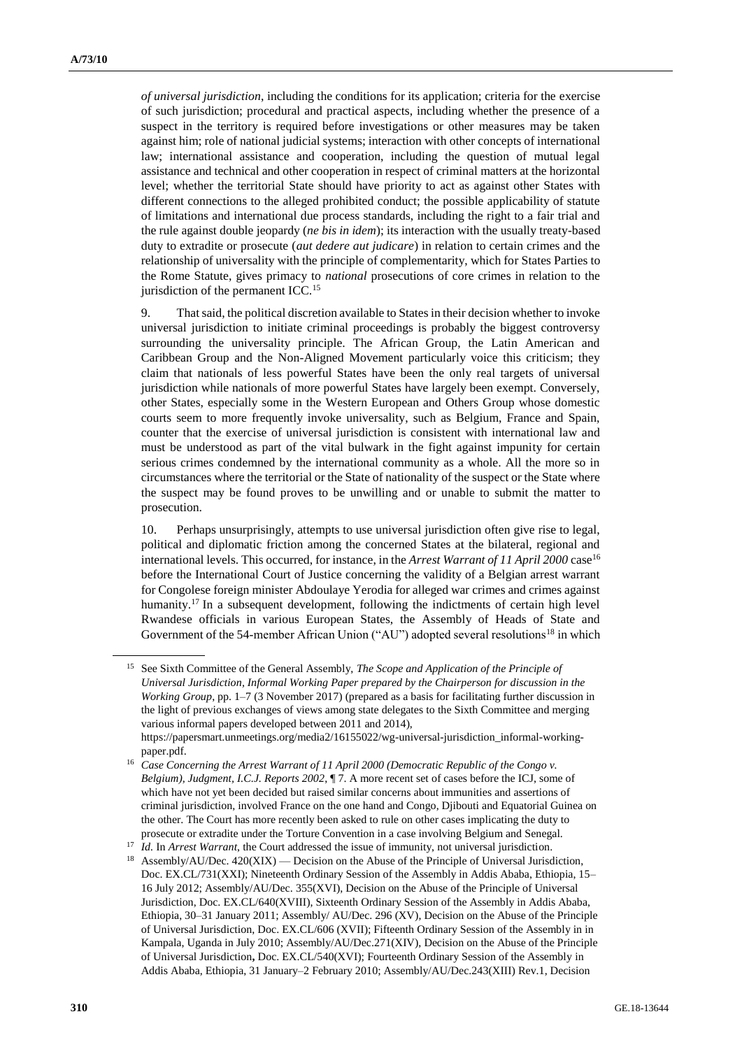*of universal jurisdiction*, including the conditions for its application; criteria for the exercise of such jurisdiction; procedural and practical aspects, including whether the presence of a suspect in the territory is required before investigations or other measures may be taken against him; role of national judicial systems; interaction with other concepts of international law; international assistance and cooperation, including the question of mutual legal assistance and technical and other cooperation in respect of criminal matters at the horizontal level; whether the territorial State should have priority to act as against other States with different connections to the alleged prohibited conduct; the possible applicability of statute of limitations and international due process standards, including the right to a fair trial and the rule against double jeopardy (*ne bis in idem*); its interaction with the usually treaty-based duty to extradite or prosecute (*aut dedere aut judicare*) in relation to certain crimes and the relationship of universality with the principle of complementarity, which for States Parties to the Rome Statute, gives primacy to *national* prosecutions of core crimes in relation to the jurisdiction of the permanent ICC.[15]

9. That said, the political discretion available to States in their decision whether to invoke universal jurisdiction to initiate criminal proceedings is probably the biggest controversy surrounding the universality principle. The African Group, the Latin American and Caribbean Group and the Non-Aligned Movement particularly voice this criticism; they claim that nationals of less powerful States have been the only real targets of universal jurisdiction while nationals of more powerful States have largely been exempt. Conversely, other States, especially some in the Western European and Others Group whose domestic courts seem to more frequently invoke universality, such as Belgium, France and Spain, counter that the exercise of universal jurisdiction is consistent with international law and must be understood as part of the vital bulwark in the fight against impunity for certain serious crimes condemned by the international community as a whole. All the more so in circumstances where the territorial or the State of nationality of the suspect or the State where the suspect may be found proves to be unwilling and or unable to submit the matter to prosecution.

10. Perhaps unsurprisingly, attempts to use universal jurisdiction often give rise to legal, political and diplomatic friction among the concerned States at the bilateral, regional and international levels. This occurred, for instance, in the *Arrest Warrant of 11 April 2000* case[16] before the International Court of Justice concerning the validity of a Belgian arrest warrant for Congolese foreign minister Abdoulaye Yerodia for alleged war crimes and crimes against humanity.[17] In a subsequent development, following the indictments of certain high level Rwandese officials in various European States, the Assembly of Heads of State and Government of the 54-member African Union ("AU") adopted several resolutions[18] in which

---

[15] See Sixth Committee of the General Assembly, *The Scope and Application of the Principle of Universal Jurisdiction, Informal Working Paper prepared by the Chairperson for discussion in the Working Group*, pp. 1–7 (3 November 2017) (prepared as a basis for facilitating further discussion in the light of previous exchanges of views among state delegates to the Sixth Committee and merging various informal papers developed between 2011 and 2014), https://papersmart.unmeetings.org/media2/16155022/wg-universal-jurisdiction_informal-working-paper.pdf.

[16] *Case Concerning the Arrest Warrant of 11 April 2000 (Democratic Republic of the Congo v. Belgium), Judgment, I.C.J. Reports 2002*, ¶ 7. A more recent set of cases before the ICJ, some of which have not yet been decided but raised similar concerns about immunities and assertions of criminal jurisdiction, involved France on the one hand and Congo, Djibouti and Equatorial Guinea on the other. The Court has more recently been asked to rule on other cases implicating the duty to prosecute or extradite under the Torture Convention in a case involving Belgium and Senegal.

[17] *Id.* In *Arrest Warrant*, the Court addressed the issue of immunity, not universal jurisdiction.

[18] Assembly/AU/Dec. 420(XIX) — Decision on the Abuse of the Principle of Universal Jurisdiction, Doc. EX.CL/731(XXI); Nineteenth Ordinary Session of the Assembly in Addis Ababa, Ethiopia, 15–16 July 2012; Assembly/AU/Dec. 355(XVI), Decision on the Abuse of the Principle of Universal Jurisdiction, Doc. EX.CL/640(XVIII), Sixteenth Ordinary Session of the Assembly in Addis Ababa, Ethiopia, 30–31 January 2011; Assembly/ AU/Dec. 296 (XV), Decision on the Abuse of the Principle of Universal Jurisdiction, Doc. EX.CL/606 (XVII); Fifteenth Ordinary Session of the Assembly in in Kampala, Uganda in July 2010; Assembly/AU/Dec.271(XIV), Decision on the Abuse of the Principle of Universal Jurisdiction**,** Doc. EX.CL/540(XVI); Fourteenth Ordinary Session of the Assembly in Addis Ababa, Ethiopia, 31 January–2 February 2010; Assembly/AU/Dec.243(XIII) Rev.1, Decision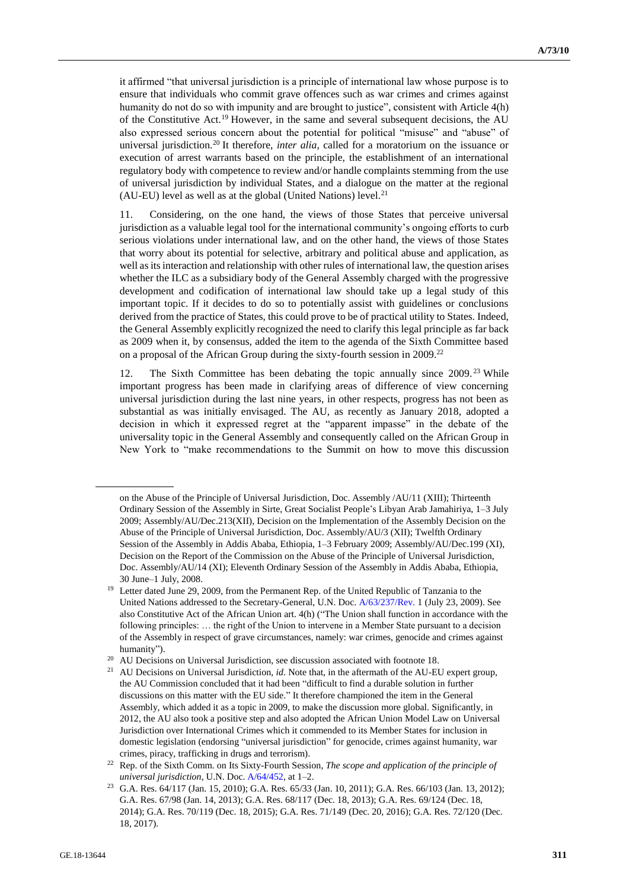it affirmed "that universal jurisdiction is a principle of international law whose purpose is to ensure that individuals who commit grave offences such as war crimes and crimes against humanity do not do so with impunity and are brought to justice", consistent with Article 4(h) of the Constitutive Act.[19] However, in the same and several subsequent decisions, the AU also expressed serious concern about the potential for political "misuse" and "abuse" of universal jurisdiction.[20] It therefore, *inter alia*, called for a moratorium on the issuance or execution of arrest warrants based on the principle, the establishment of an international regulatory body with competence to review and/or handle complaints stemming from the use of universal jurisdiction by individual States, and a dialogue on the matter at the regional (AU-EU) level as well as at the global (United Nations) level.[21]

11. Considering, on the one hand, the views of those States that perceive universal jurisdiction as a valuable legal tool for the international community's ongoing efforts to curb serious violations under international law, and on the other hand, the views of those States that worry about its potential for selective, arbitrary and political abuse and application, as well as its interaction and relationship with other rules of international law, the question arises whether the ILC as a subsidiary body of the General Assembly charged with the progressive development and codification of international law should take up a legal study of this important topic. If it decides to do so to potentially assist with guidelines or conclusions derived from the practice of States, this could prove to be of practical utility to States. Indeed, the General Assembly explicitly recognized the need to clarify this legal principle as far back as 2009 when it, by consensus, added the item to the agenda of the Sixth Committee based on a proposal of the African Group during the sixty-fourth session in 2009.[22]

12. The Sixth Committee has been debating the topic annually since 2009.[23] While important progress has been made in clarifying areas of difference of view concerning universal jurisdiction during the last nine years, in other respects, progress has not been as substantial as was initially envisaged. The AU, as recently as January 2018, adopted a decision in which it expressed regret at the "apparent impasse" in the debate of the universality topic in the General Assembly and consequently called on the African Group in New York to "make recommendations to the Summit on how to move this discussion

---

on the Abuse of the Principle of Universal Jurisdiction, Doc. Assembly /AU/11 (XIII); Thirteenth Ordinary Session of the Assembly in Sirte, Great Socialist People's Libyan Arab Jamahiriya, 1–3 July 2009; Assembly/AU/Dec.213(XII), Decision on the Implementation of the Assembly Decision on the Abuse of the Principle of Universal Jurisdiction, Doc. Assembly/AU/3 (XII); Twelfth Ordinary Session of the Assembly in Addis Ababa, Ethiopia, 1–3 February 2009; Assembly/AU/Dec.199 (XI), Decision on the Report of the Commission on the Abuse of the Principle of Universal Jurisdiction, Doc. Assembly/AU/14 (XI); Eleventh Ordinary Session of the Assembly in Addis Ababa, Ethiopia, 30 June–1 July, 2008.

[19] Letter dated June 29, 2009, from the Permanent Rep. of the United Republic of Tanzania to the United Nations addressed to the Secretary-General, U.N. Doc. A/63/237/Rev. 1 (July 23, 2009). See also Constitutive Act of the African Union art. 4(h) ("The Union shall function in accordance with the following principles: … the right of the Union to intervene in a Member State pursuant to a decision of the Assembly in respect of grave circumstances, namely: war crimes, genocide and crimes against humanity").

[20] AU Decisions on Universal Jurisdiction, see discussion associated with footnote 18.

[21] AU Decisions on Universal Jurisdiction, *id*. Note that, in the aftermath of the AU-EU expert group, the AU Commission concluded that it had been "difficult to find a durable solution in further discussions on this matter with the EU side." It therefore championed the item in the General Assembly, which added it as a topic in 2009, to make the discussion more global. Significantly, in 2012, the AU also took a positive step and also adopted the African Union Model Law on Universal Jurisdiction over International Crimes which it commended to its Member States for inclusion in domestic legislation (endorsing "universal jurisdiction" for genocide, crimes against humanity, war crimes, piracy, trafficking in drugs and terrorism).

[22] Rep. of the Sixth Comm. on Its Sixty-Fourth Session, *The scope and application of the principle of universal jurisdiction*, U.N. Doc. A/64/452, at 1–2.

[23] G.A. Res. 64/117 (Jan. 15, 2010); G.A. Res. 65/33 (Jan. 10, 2011); G.A. Res. 66/103 (Jan. 13, 2012); G.A. Res. 67/98 (Jan. 14, 2013); G.A. Res. 68/117 (Dec. 18, 2013); G.A. Res. 69/124 (Dec. 18, 2014); G.A. Res. 70/119 (Dec. 18, 2015); G.A. Res. 71/149 (Dec. 20, 2016); G.A. Res. 72/120 (Dec. 18, 2017).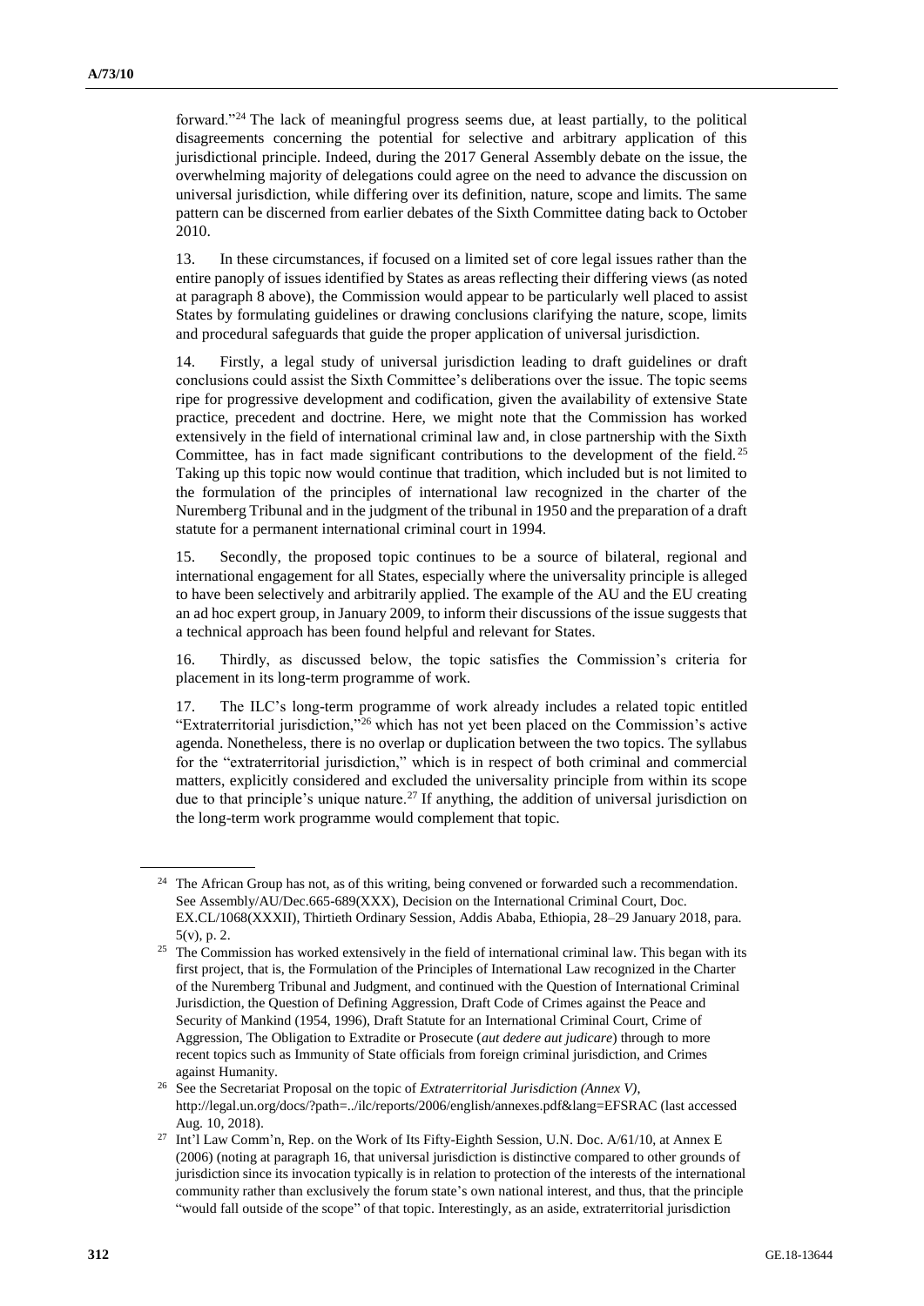forward."[24] The lack of meaningful progress seems due, at least partially, to the political disagreements concerning the potential for selective and arbitrary application of this jurisdictional principle. Indeed, during the 2017 General Assembly debate on the issue, the overwhelming majority of delegations could agree on the need to advance the discussion on universal jurisdiction, while differing over its definition, nature, scope and limits. The same pattern can be discerned from earlier debates of the Sixth Committee dating back to October 2010.

13. In these circumstances, if focused on a limited set of core legal issues rather than the entire panoply of issues identified by States as areas reflecting their differing views (as noted at paragraph 8 above), the Commission would appear to be particularly well placed to assist States by formulating guidelines or drawing conclusions clarifying the nature, scope, limits and procedural safeguards that guide the proper application of universal jurisdiction.

14. Firstly, a legal study of universal jurisdiction leading to draft guidelines or draft conclusions could assist the Sixth Committee's deliberations over the issue. The topic seems ripe for progressive development and codification, given the availability of extensive State practice, precedent and doctrine. Here, we might note that the Commission has worked extensively in the field of international criminal law and, in close partnership with the Sixth Committee, has in fact made significant contributions to the development of the field.[25] Taking up this topic now would continue that tradition, which included but is not limited to the formulation of the principles of international law recognized in the charter of the Nuremberg Tribunal and in the judgment of the tribunal in 1950 and the preparation of a draft statute for a permanent international criminal court in 1994.

15. Secondly, the proposed topic continues to be a source of bilateral, regional and international engagement for all States, especially where the universality principle is alleged to have been selectively and arbitrarily applied. The example of the AU and the EU creating an ad hoc expert group, in January 2009, to inform their discussions of the issue suggests that a technical approach has been found helpful and relevant for States.

16. Thirdly, as discussed below, the topic satisfies the Commission's criteria for placement in its long-term programme of work.

17. The ILC's long-term programme of work already includes a related topic entitled "Extraterritorial jurisdiction,"[26] which has not yet been placed on the Commission's active agenda. Nonetheless, there is no overlap or duplication between the two topics. The syllabus for the "extraterritorial jurisdiction," which is in respect of both criminal and commercial matters, explicitly considered and excluded the universality principle from within its scope due to that principle's unique nature.[27] If anything, the addition of universal jurisdiction on the long-term work programme would complement that topic.

---

[24] The African Group has not, as of this writing, being convened or forwarded such a recommendation. See Assembly/AU/Dec.665-689(XXX), Decision on the International Criminal Court, Doc. EX.CL/1068(XXXII), Thirtieth Ordinary Session, Addis Ababa, Ethiopia, 28–29 January 2018, para. 5(v), p. 2.

[25] The Commission has worked extensively in the field of international criminal law. This began with its first project, that is, the Formulation of the Principles of International Law recognized in the Charter of the Nuremberg Tribunal and Judgment, and continued with the Question of International Criminal Jurisdiction, the Question of Defining Aggression, Draft Code of Crimes against the Peace and Security of Mankind (1954, 1996), Draft Statute for an International Criminal Court, Crime of Aggression, The Obligation to Extradite or Prosecute (*aut dedere aut judicare*) through to more recent topics such as Immunity of State officials from foreign criminal jurisdiction, and Crimes against Humanity.

[26] See the Secretariat Proposal on the topic of *Extraterritorial Jurisdiction (Annex V)*, http://legal.un.org/docs/?path=../ilc/reports/2006/english/annexes.pdf&lang=EFSRAC (last accessed Aug. 10, 2018).

[27] Int'l Law Comm'n, Rep. on the Work of Its Fifty-Eighth Session, U.N. Doc. A/61/10, at Annex E (2006) (noting at paragraph 16, that universal jurisdiction is distinctive compared to other grounds of jurisdiction since its invocation typically is in relation to protection of the interests of the international community rather than exclusively the forum state's own national interest, and thus, that the principle "would fall outside of the scope" of that topic. Interestingly, as an aside, extraterritorial jurisdiction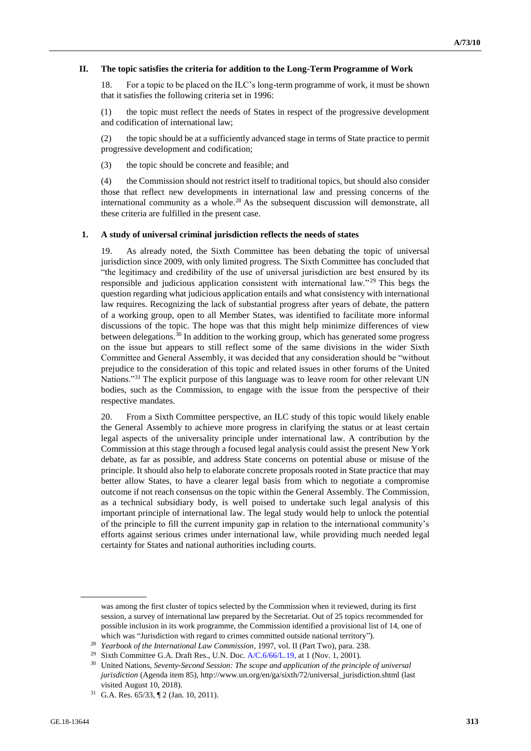## II. The topic satisfies the criteria for addition to the Long-Term Programme of Work

18. For a topic to be placed on the ILC's long-term programme of work, it must be shown that it satisfies the following criteria set in 1996:

(1) the topic must reflect the needs of States in respect of the progressive development and codification of international law;

(2) the topic should be at a sufficiently advanced stage in terms of State practice to permit progressive development and codification;

(3) the topic should be concrete and feasible; and

(4) the Commission should not restrict itself to traditional topics, but should also consider those that reflect new developments in international law and pressing concerns of the international community as a whole.[28] As the subsequent discussion will demonstrate, all these criteria are fulfilled in the present case.

### 1. A study of universal criminal jurisdiction reflects the needs of states

19. As already noted, the Sixth Committee has been debating the topic of universal jurisdiction since 2009, with only limited progress. The Sixth Committee has concluded that "the legitimacy and credibility of the use of universal jurisdiction are best ensured by its responsible and judicious application consistent with international law."[29] This begs the question regarding what judicious application entails and what consistency with international law requires. Recognizing the lack of substantial progress after years of debate, the pattern of a working group, open to all Member States, was identified to facilitate more informal discussions of the topic. The hope was that this might help minimize differences of view between delegations.[30] In addition to the working group, which has generated some progress on the issue but appears to still reflect some of the same divisions in the wider Sixth Committee and General Assembly, it was decided that any consideration should be "without prejudice to the consideration of this topic and related issues in other forums of the United Nations."[31] The explicit purpose of this language was to leave room for other relevant UN bodies, such as the Commission, to engage with the issue from the perspective of their respective mandates.

20. From a Sixth Committee perspective, an ILC study of this topic would likely enable the General Assembly to achieve more progress in clarifying the status or at least certain legal aspects of the universality principle under international law. A contribution by the Commission at this stage through a focused legal analysis could assist the present New York debate, as far as possible, and address State concerns on potential abuse or misuse of the principle. It should also help to elaborate concrete proposals rooted in State practice that may better allow States, to have a clearer legal basis from which to negotiate a compromise outcome if not reach consensus on the topic within the General Assembly. The Commission, as a technical subsidiary body, is well poised to undertake such legal analysis of this important principle of international law. The legal study would help to unlock the potential of the principle to fill the current impunity gap in relation to the international community's efforts against serious crimes under international law, while providing much needed legal certainty for States and national authorities including courts.

---

was among the first cluster of topics selected by the Commission when it reviewed, during its first session, a survey of international law prepared by the Secretariat. Out of 25 topics recommended for possible inclusion in its work programme, the Commission identified a provisional list of 14, one of which was "Jurisdiction with regard to crimes committed outside national territory").

[28] *Yearbook of the International Law Commission*, 1997, vol. II (Part Two), para. 238.

[29] Sixth Committee G.A. Draft Res., U.N. Doc. A/C.6/66/L.19, at 1 (Nov. 1, 2001).

[30] United Nations, *Seventy-Second Session: The scope and application of the principle of universal jurisdiction* (Agenda item 85), http://www.un.org/en/ga/sixth/72/universal_jurisdiction.shtml (last visited August 10, 2018).

[31] G.A. Res. 65/33, ¶ 2 (Jan. 10, 2011).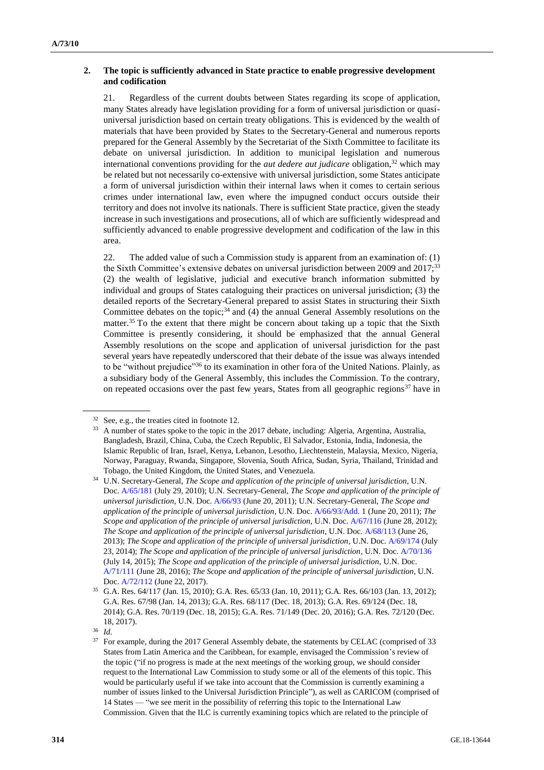### 2. The topic is sufficiently advanced in State practice to enable progressive development and codification

21. Regardless of the current doubts between States regarding its scope of application, many States already have legislation providing for a form of universal jurisdiction or quasi-universal jurisdiction based on certain treaty obligations. This is evidenced by the wealth of materials that have been provided by States to the Secretary-General and numerous reports prepared for the General Assembly by the Secretariat of the Sixth Committee to facilitate its debate on universal jurisdiction. In addition to municipal legislation and numerous international conventions providing for the *aut dedere aut judicare* obligation,[32] which may be related but not necessarily co-extensive with universal jurisdiction, some States anticipate a form of universal jurisdiction within their internal laws when it comes to certain serious crimes under international law, even where the impugned conduct occurs outside their territory and does not involve its nationals. There is sufficient State practice, given the steady increase in such investigations and prosecutions, all of which are sufficiently widespread and sufficiently advanced to enable progressive development and codification of the law in this area.

22. The added value of such a Commission study is apparent from an examination of: (1) the Sixth Committee's extensive debates on universal jurisdiction between 2009 and 2017;[33] (2) the wealth of legislative, judicial and executive branch information submitted by individual and groups of States cataloguing their practices on universal jurisdiction; (3) the detailed reports of the Secretary-General prepared to assist States in structuring their Sixth Committee debates on the topic;[34] and (4) the annual General Assembly resolutions on the matter.[35] To the extent that there might be concern about taking up a topic that the Sixth Committee is presently considering, it should be emphasized that the annual General Assembly resolutions on the scope and application of universal jurisdiction for the past several years have repeatedly underscored that their debate of the issue was always intended to be "without prejudice"[36] to its examination in other fora of the United Nations. Plainly, as a subsidiary body of the General Assembly, this includes the Commission. To the contrary, on repeated occasions over the past few years, States from all geographic regions[37] have in

---

[32] See, e.g., the treaties cited in footnote 12.

[33] A number of states spoke to the topic in the 2017 debate, including: Algeria, Argentina, Australia, Bangladesh, Brazil, China, Cuba, the Czech Republic, El Salvador, Estonia, India, Indonesia, the Islamic Republic of Iran, Israel, Kenya, Lebanon, Lesotho, Liechtenstein, Malaysia, Mexico, Nigeria, Norway, Paraguay, Rwanda, Singapore, Slovenia, South Africa, Sudan, Syria, Thailand, Trinidad and Tobago, the United Kingdom, the United States, and Venezuela.

[34] U.N. Secretary-General, *The Scope and application of the principle of universal jurisdiction*, U.N. Doc. A/65/181 (July 29, 2010); U.N. Secretary-General, *The Scope and application of the principle of universal jurisdiction*, U.N. Doc. A/66/93 (June 20, 2011); U.N. Secretary-General, *The Scope and application of the principle of universal jurisdiction*, U.N. Doc. A/66/93/Add. 1 (June 20, 2011); *The Scope and application of the principle of universal jurisdiction*, U.N. Doc. A/67/116 (June 28, 2012); *The Scope and application of the principle of universal jurisdiction*, U.N. Doc. A/68/113 (June 26, 2013); *The Scope and application of the principle of universal jurisdiction*, U.N. Doc. A/69/174 (July 23, 2014); *The Scope and application of the principle of universal jurisdiction*, U.N. Doc. A/70/136 (July 14, 2015); *The Scope and application of the principle of universal jurisdiction*, U.N. Doc. A/71/111 (June 28, 2016); *The Scope and application of the principle of universal jurisdiction*, U.N. Doc. A/72/112 (June 22, 2017).

[35] G.A. Res. 64/117 (Jan. 15, 2010); G.A. Res. 65/33 (Jan. 10, 2011); G.A. Res. 66/103 (Jan. 13, 2012); G.A. Res. 67/98 (Jan. 14, 2013); G.A. Res. 68/117 (Dec. 18, 2013); G.A. Res. 69/124 (Dec. 18, 2014); G.A. Res. 70/119 (Dec. 18, 2015); G.A. Res. 71/149 (Dec. 20, 2016); G.A. Res. 72/120 (Dec. 18, 2017).

[36] *Id.*

[37] For example, during the 2017 General Assembly debate, the statements by CELAC (comprised of 33 States from Latin America and the Caribbean, for example, envisaged the Commission's review of the topic ("if no progress is made at the next meetings of the working group, we should consider request to the International Law Commission to study some or all of the elements of this topic. This would be particularly useful if we take into account that the Commission is currently examining a number of issues linked to the Universal Jurisdiction Principle"), as well as CARICOM (comprised of 14 States — "we see merit in the possibility of referring this topic to the International Law Commission. Given that the ILC is currently examining topics which are related to the principle of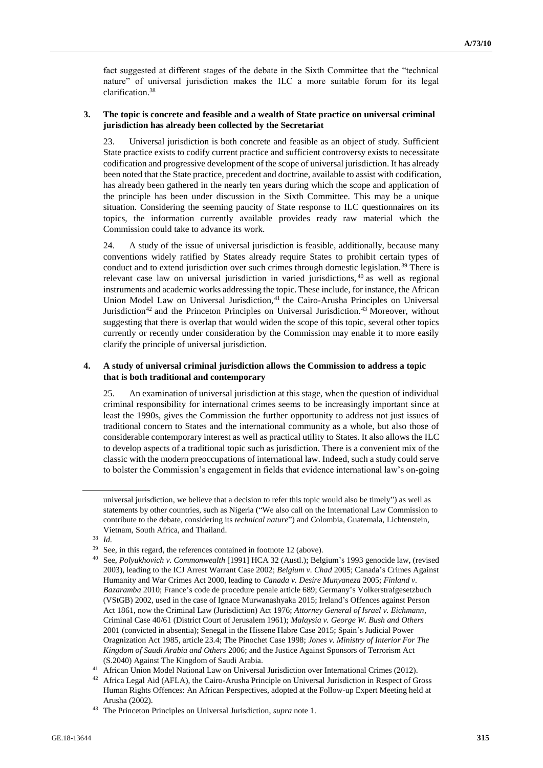fact suggested at different stages of the debate in the Sixth Committee that the "technical nature" of universal jurisdiction makes the ILC a more suitable forum for its legal clarification.[38]

### 3. The topic is concrete and feasible and a wealth of State practice on universal criminal jurisdiction has already been collected by the Secretariat

23. Universal jurisdiction is both concrete and feasible as an object of study. Sufficient State practice exists to codify current practice and sufficient controversy exists to necessitate codification and progressive development of the scope of universal jurisdiction. It has already been noted that the State practice, precedent and doctrine, available to assist with codification, has already been gathered in the nearly ten years during which the scope and application of the principle has been under discussion in the Sixth Committee. This may be a unique situation. Considering the seeming paucity of State response to ILC questionnaires on its topics, the information currently available provides ready raw material which the Commission could take to advance its work.

24. A study of the issue of universal jurisdiction is feasible, additionally, because many conventions widely ratified by States already require States to prohibit certain types of conduct and to extend jurisdiction over such crimes through domestic legislation.[39] There is relevant case law on universal jurisdiction in varied jurisdictions,[40] as well as regional instruments and academic works addressing the topic. These include, for instance, the African Union Model Law on Universal Jurisdiction,[41] the Cairo-Arusha Principles on Universal Jurisdiction[42] and the Princeton Principles on Universal Jurisdiction.[43] Moreover, without suggesting that there is overlap that would widen the scope of this topic, several other topics currently or recently under consideration by the Commission may enable it to more easily clarify the principle of universal jurisdiction.

### 4. A study of universal criminal jurisdiction allows the Commission to address a topic that is both traditional and contemporary

25. An examination of universal jurisdiction at this stage, when the question of individual criminal responsibility for international crimes seems to be increasingly important since at least the 1990s, gives the Commission the further opportunity to address not just issues of traditional concern to States and the international community as a whole, but also those of considerable contemporary interest as well as practical utility to States. It also allows the ILC to develop aspects of a traditional topic such as jurisdiction. There is a convenient mix of the classic with the modern preoccupations of international law. Indeed, such a study could serve to bolster the Commission's engagement in fields that evidence international law's on-going

---

universal jurisdiction, we believe that a decision to refer this topic would also be timely") as well as statements by other countries, such as Nigeria ("We also call on the International Law Commission to contribute to the debate, considering its *technical nature*") and Colombia, Guatemala, Lichtenstein, Vietnam, South Africa, and Thailand.

[38] *Id.*

[39] See, in this regard, the references contained in footnote 12 (above).

[40] See, *Polyukhovich v. Commonwealth* [1991] HCA 32 (Austl.); Belgium's 1993 genocide law, (revised 2003), leading to the ICJ Arrest Warrant Case 2002; *Belgium v. Chad* 2005; Canada's Crimes Against Humanity and War Crimes Act 2000, leading to *Canada v. Desire Munyaneza* 2005; *Finland v. Bazaramba* 2010; France's code de procedure penale article 689; Germany's Volkerstrafgesetzbuch (VStGB) 2002, used in the case of Ignace Murwanashyaka 2015; Ireland's Offences against Person Act 1861, now the Criminal Law (Jurisdiction) Act 1976; *Attorney General of Israel v. Eichmann*, Criminal Case 40/61 (District Court of Jerusalem 1961); *Malaysia v. George W. Bush and Others* 2001 (convicted in absentia); Senegal in the Hissene Habre Case 2015; Spain's Judicial Power Oragnization Act 1985, article 23.4; The Pinochet Case 1998; *Jones v. Ministry of Interior For The Kingdom of Saudi Arabia and Others* 2006; and the Justice Against Sponsors of Terrorism Act (S.2040) Against The Kingdom of Saudi Arabia.

[41] African Union Model National Law on Universal Jurisdiction over International Crimes (2012).

[42] Africa Legal Aid (AFLA), the Cairo-Arusha Principle on Universal Jurisdiction in Respect of Gross Human Rights Offences: An African Perspectives, adopted at the Follow-up Expert Meeting held at Arusha (2002).

[43] The Princeton Principles on Universal Jurisdiction, *supra* note 1.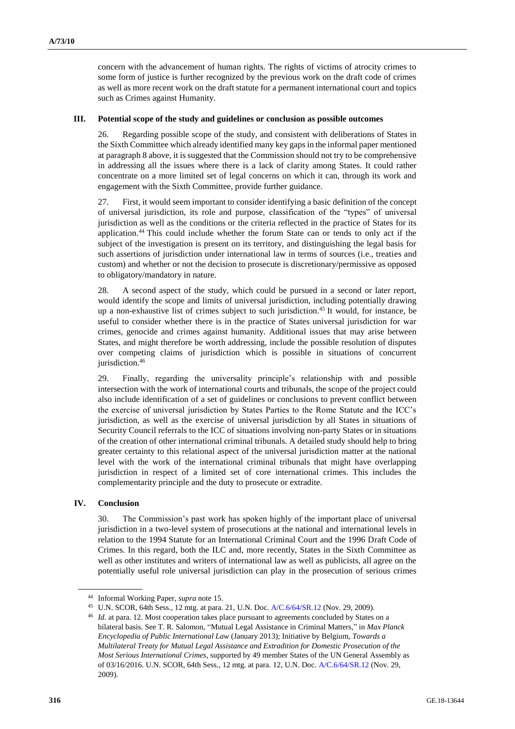concern with the advancement of human rights. The rights of victims of atrocity crimes to some form of justice is further recognized by the previous work on the draft code of crimes as well as more recent work on the draft statute for a permanent international court and topics such as Crimes against Humanity.

## III. Potential scope of the study and guidelines or conclusion as possible outcomes

26. Regarding possible scope of the study, and consistent with deliberations of States in the Sixth Committee which already identified many key gaps in the informal paper mentioned at paragraph 8 above, it is suggested that the Commission should not try to be comprehensive in addressing all the issues where there is a lack of clarity among States. It could rather concentrate on a more limited set of legal concerns on which it can, through its work and engagement with the Sixth Committee, provide further guidance.

27. First, it would seem important to consider identifying a basic definition of the concept of universal jurisdiction, its role and purpose, classification of the "types" of universal jurisdiction as well as the conditions or the criteria reflected in the practice of States for its application.[44] This could include whether the forum State can or tends to only act if the subject of the investigation is present on its territory, and distinguishing the legal basis for such assertions of jurisdiction under international law in terms of sources (i.e., treaties and custom) and whether or not the decision to prosecute is discretionary/permissive as opposed to obligatory/mandatory in nature.

28. A second aspect of the study, which could be pursued in a second or later report, would identify the scope and limits of universal jurisdiction, including potentially drawing up a non-exhaustive list of crimes subject to such jurisdiction.[45] It would, for instance, be useful to consider whether there is in the practice of States universal jurisdiction for war crimes, genocide and crimes against humanity. Additional issues that may arise between States, and might therefore be worth addressing, include the possible resolution of disputes over competing claims of jurisdiction which is possible in situations of concurrent jurisdiction.[46]

29. Finally, regarding the universality principle's relationship with and possible intersection with the work of international courts and tribunals, the scope of the project could also include identification of a set of guidelines or conclusions to prevent conflict between the exercise of universal jurisdiction by States Parties to the Rome Statute and the ICC's jurisdiction, as well as the exercise of universal jurisdiction by all States in situations of Security Council referrals to the ICC of situations involving non-party States or in situations of the creation of other international criminal tribunals. A detailed study should help to bring greater certainty to this relational aspect of the universal jurisdiction matter at the national level with the work of the international criminal tribunals that might have overlapping jurisdiction in respect of a limited set of core international crimes. This includes the complementarity principle and the duty to prosecute or extradite.

## IV. Conclusion

30. The Commission's past work has spoken highly of the important place of universal jurisdiction in a two-level system of prosecutions at the national and international levels in relation to the 1994 Statute for an International Criminal Court and the 1996 Draft Code of Crimes. In this regard, both the ILC and, more recently, States in the Sixth Committee as well as other institutes and writers of international law as well as publicists, all agree on the potentially useful role universal jurisdiction can play in the prosecution of serious crimes

---

[44] Informal Working Paper, *supra* note 15.

[45] U.N. SCOR, 64th Sess., 12 mtg. at para. 21, U.N. Doc. A/C.6/64/SR.12 (Nov. 29, 2009).

[46] *Id.* at para. 12. Most cooperation takes place pursuant to agreements concluded by States on a bilateral basis. See T. R. Salomon, "Mutual Legal Assistance in Criminal Matters," in *Max Planck Encyclopedia of Public International Law* (January 2013); Initiative by Belgium, *Towards a Multilateral Treaty for Mutual Legal Assistance and Extradition for Domestic Prosecution of the Most Serious International Crimes*, supported by 49 member States of the UN General Assembly as of 03/16/2016. U.N. SCOR, 64th Sess., 12 mtg. at para. 12, U.N. Doc. A/C.6/64/SR.12 (Nov. 29, 2009).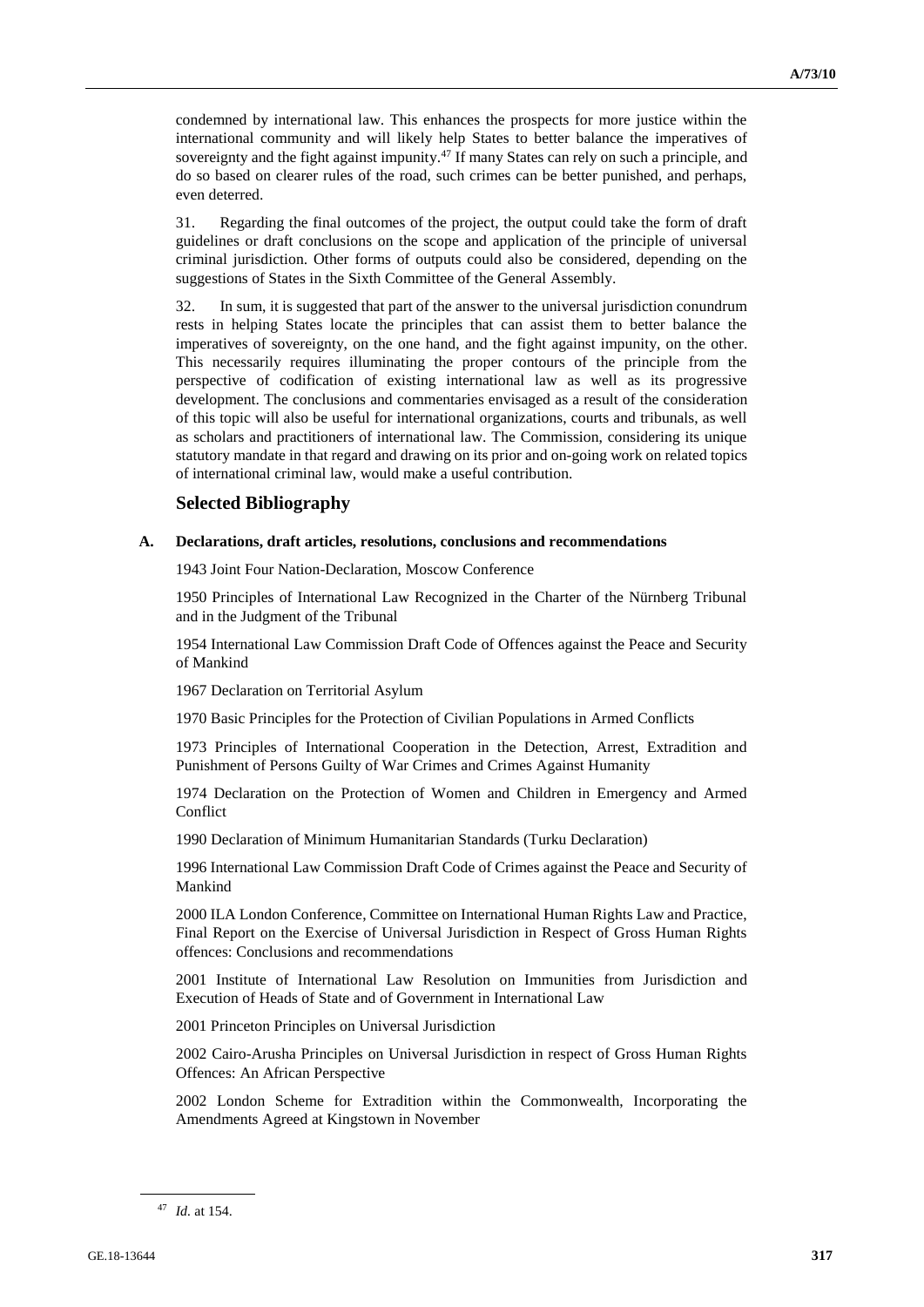condemned by international law. This enhances the prospects for more justice within the international community and will likely help States to better balance the imperatives of sovereignty and the fight against impunity.[47] If many States can rely on such a principle, and do so based on clearer rules of the road, such crimes can be better punished, and perhaps, even deterred.

31. Regarding the final outcomes of the project, the output could take the form of draft guidelines or draft conclusions on the scope and application of the principle of universal criminal jurisdiction. Other forms of outputs could also be considered, depending on the suggestions of States in the Sixth Committee of the General Assembly.

32. In sum, it is suggested that part of the answer to the universal jurisdiction conundrum rests in helping States locate the principles that can assist them to better balance the imperatives of sovereignty, on the one hand, and the fight against impunity, on the other. This necessarily requires illuminating the proper contours of the principle from the perspective of codification of existing international law as well as its progressive development. The conclusions and commentaries envisaged as a result of the consideration of this topic will also be useful for international organizations, courts and tribunals, as well as scholars and practitioners of international law. The Commission, considering its unique statutory mandate in that regard and drawing on its prior and on-going work on related topics of international criminal law, would make a useful contribution.

## Selected Bibliography

### A. Declarations, draft articles, resolutions, conclusions and recommendations

1943 Joint Four Nation-Declaration, Moscow Conference

1950 Principles of International Law Recognized in the Charter of the Nürnberg Tribunal and in the Judgment of the Tribunal

1954 International Law Commission Draft Code of Offences against the Peace and Security of Mankind

1967 Declaration on Territorial Asylum

1970 Basic Principles for the Protection of Civilian Populations in Armed Conflicts

1973 Principles of International Cooperation in the Detection, Arrest, Extradition and Punishment of Persons Guilty of War Crimes and Crimes Against Humanity

1974 Declaration on the Protection of Women and Children in Emergency and Armed Conflict

1990 Declaration of Minimum Humanitarian Standards (Turku Declaration)

1996 International Law Commission Draft Code of Crimes against the Peace and Security of Mankind

2000 ILA London Conference, Committee on International Human Rights Law and Practice, Final Report on the Exercise of Universal Jurisdiction in Respect of Gross Human Rights offences: Conclusions and recommendations

2001 Institute of International Law Resolution on Immunities from Jurisdiction and Execution of Heads of State and of Government in International Law

2001 Princeton Principles on Universal Jurisdiction

2002 Cairo-Arusha Principles on Universal Jurisdiction in respect of Gross Human Rights Offences: An African Perspective

2002 London Scheme for Extradition within the Commonwealth, Incorporating the Amendments Agreed at Kingstown in November

[47] *Id*. at 154.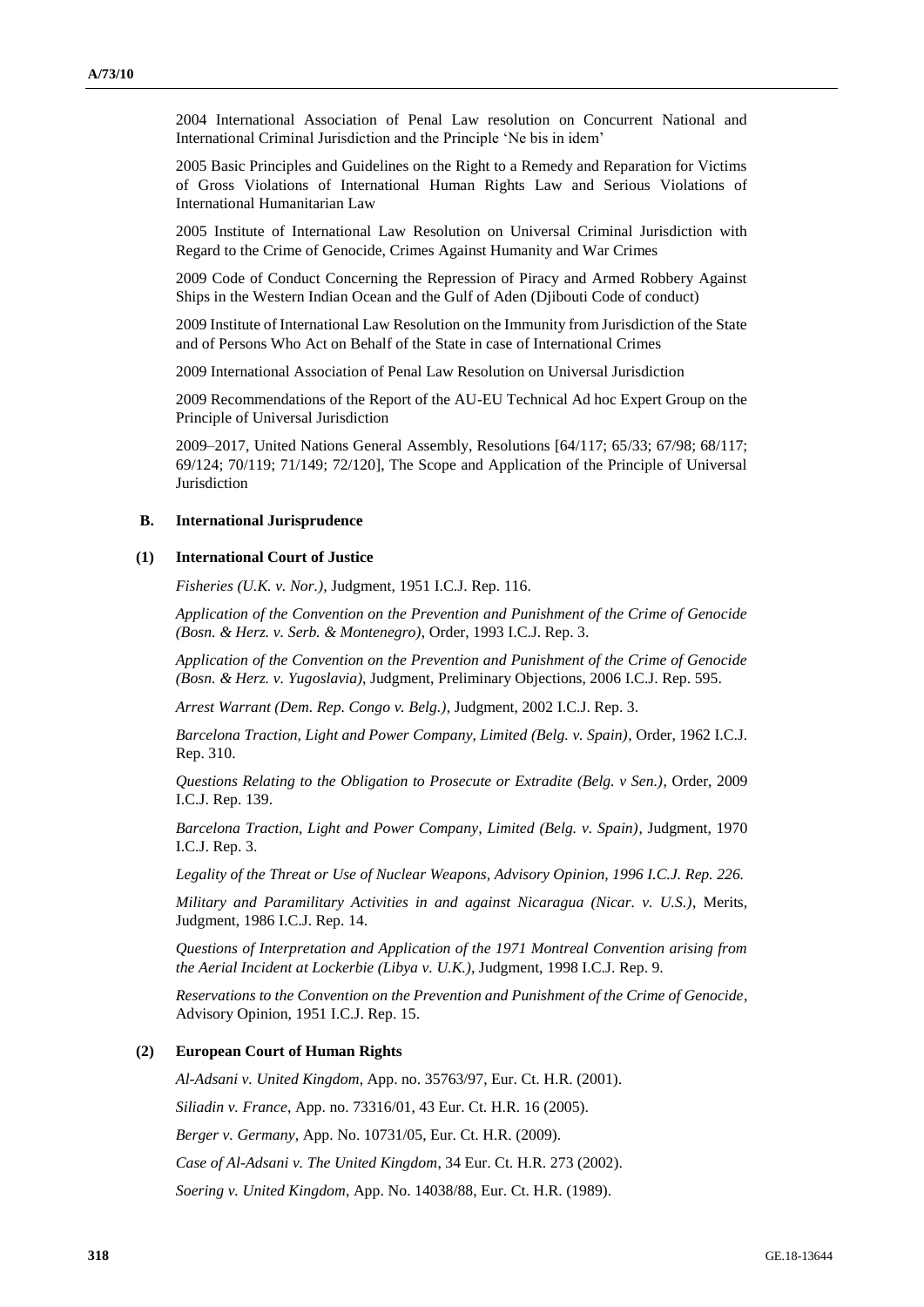2004 International Association of Penal Law resolution on Concurrent National and International Criminal Jurisdiction and the Principle 'Ne bis in idem'

2005 Basic Principles and Guidelines on the Right to a Remedy and Reparation for Victims of Gross Violations of International Human Rights Law and Serious Violations of International Humanitarian Law

2005 Institute of International Law Resolution on Universal Criminal Jurisdiction with Regard to the Crime of Genocide, Crimes Against Humanity and War Crimes

2009 Code of Conduct Concerning the Repression of Piracy and Armed Robbery Against Ships in the Western Indian Ocean and the Gulf of Aden (Djibouti Code of conduct)

2009 Institute of International Law Resolution on the Immunity from Jurisdiction of the State and of Persons Who Act on Behalf of the State in case of International Crimes

2009 International Association of Penal Law Resolution on Universal Jurisdiction

2009 Recommendations of the Report of the AU-EU Technical Ad hoc Expert Group on the Principle of Universal Jurisdiction

2009–2017, United Nations General Assembly, Resolutions [64/117; 65/33; 67/98; 68/117; 69/124; 70/119; 71/149; 72/120], The Scope and Application of the Principle of Universal Jurisdiction

### B. International Jurisprudence

#### (1) International Court of Justice

*Fisheries (U.K. v. Nor.)*, Judgment, 1951 I.C.J. Rep. 116.

*Application of the Convention on the Prevention and Punishment of the Crime of Genocide (Bosn. & Herz. v. Serb. & Montenegro)*, Order, 1993 I.C.J. Rep. 3.

*Application of the Convention on the Prevention and Punishment of the Crime of Genocide (Bosn. & Herz. v. Yugoslavia)*, Judgment, Preliminary Objections, 2006 I.C.J. Rep. 595.

*Arrest Warrant (Dem. Rep. Congo v. Belg.)*, Judgment, 2002 I.C.J. Rep. 3.

*Barcelona Traction, Light and Power Company, Limited (Belg. v. Spain)*, Order, 1962 I.C.J. Rep. 310.

*Questions Relating to the Obligation to Prosecute or Extradite (Belg. v Sen.)*, Order, 2009 I.C.J. Rep. 139.

*Barcelona Traction, Light and Power Company, Limited (Belg. v. Spain)*, Judgment, 1970 I.C.J. Rep. 3.

*Legality of the Threat or Use of Nuclear Weapons, Advisory Opinion, 1996 I.C.J. Rep. 226.*

*Military and Paramilitary Activities in and against Nicaragua (Nicar. v. U.S.)*, Merits, Judgment, 1986 I.C.J. Rep. 14.

*Questions of Interpretation and Application of the 1971 Montreal Convention arising from the Aerial Incident at Lockerbie (Libya v. U.K.)*, Judgment, 1998 I.C.J. Rep. 9.

*Reservations to the Convention on the Prevention and Punishment of the Crime of Genocide*, Advisory Opinion, 1951 I.C.J. Rep. 15.

#### (2) European Court of Human Rights

*Al-Adsani v. United Kingdom*, App. no. 35763/97, Eur. Ct. H.R. (2001).

*Siliadin v. France*, App. no. 73316/01, 43 Eur. Ct. H.R. 16 (2005).

*Berger v. Germany*, App. No. 10731/05, Eur. Ct. H.R. (2009).

*Case of Al-Adsani v. The United Kingdom*, 34 Eur. Ct. H.R. 273 (2002).

*Soering v. United Kingdom*, App. No. 14038/88, Eur. Ct. H.R. (1989).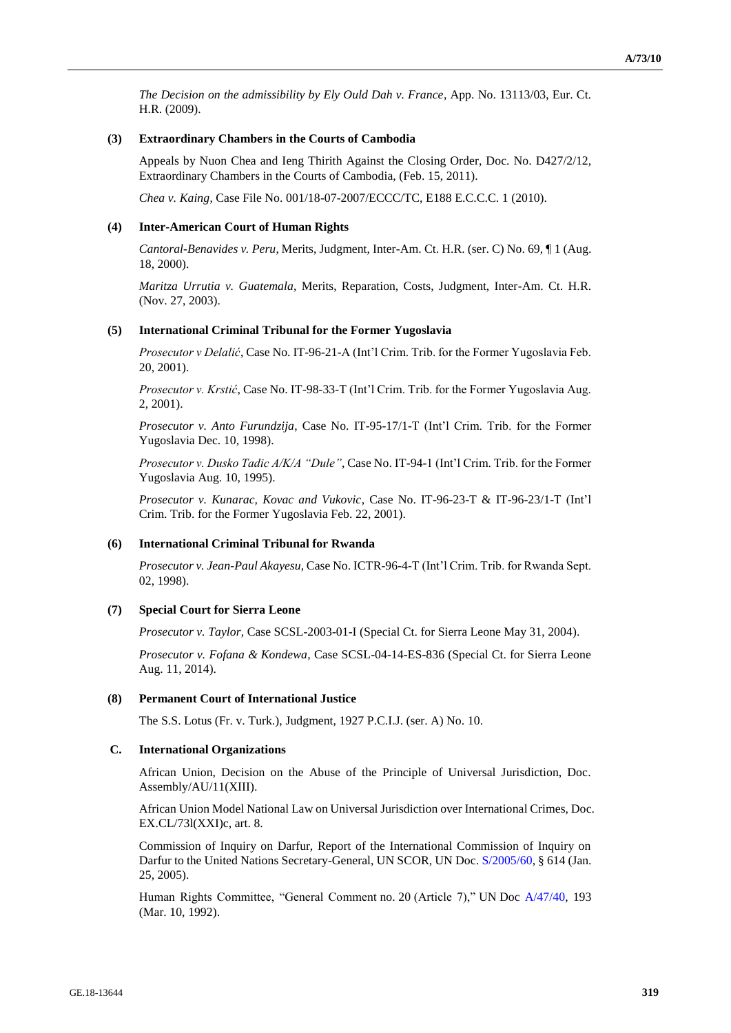*The Decision on the admissibility by Ely Ould Dah v. France*, App. No. 13113/03, Eur. Ct. H.R. (2009).

#### (3) Extraordinary Chambers in the Courts of Cambodia

Appeals by Nuon Chea and Ieng Thirith Against the Closing Order, Doc. No. D427/2/12, Extraordinary Chambers in the Courts of Cambodia, (Feb. 15, 2011).

*Chea v. Kaing*, Case File No. 001/18-07-2007/ECCC/TC, E188 E.C.C.C. 1 (2010).

#### (4) Inter-American Court of Human Rights

*Cantoral-Benavides v. Peru*, Merits, Judgment, Inter-Am. Ct. H.R. (ser. C) No. 69, ¶ 1 (Aug. 18, 2000).

*Maritza Urrutia v. Guatemala*, Merits, Reparation, Costs, Judgment, Inter-Am. Ct. H.R. (Nov. 27, 2003).

#### (5) International Criminal Tribunal for the Former Yugoslavia

*Prosecutor v Delalić*, Case No. IT-96-21-A (Int'l Crim. Trib. for the Former Yugoslavia Feb. 20, 2001).

*Prosecutor v. Krstić*, Case No. IT-98-33-T (Int'l Crim. Trib. for the Former Yugoslavia Aug. 2, 2001).

*Prosecutor v. Anto Furundzija*, Case No. IT-95-17/1-T (Int'l Crim. Trib. for the Former Yugoslavia Dec. 10, 1998).

*Prosecutor v. Dusko Tadic A/K/A "Dule"*, Case No. IT-94-1 (Int'l Crim. Trib. for the Former Yugoslavia Aug. 10, 1995).

*Prosecutor v. Kunarac, Kovac and Vukovic*, Case No. IT-96-23-T & IT-96-23/1-T (Int'l Crim. Trib. for the Former Yugoslavia Feb. 22, 2001).

#### (6) International Criminal Tribunal for Rwanda

*Prosecutor v. Jean-Paul Akayesu*, Case No. ICTR-96-4-T (Int'l Crim. Trib. for Rwanda Sept. 02, 1998).

#### (7) Special Court for Sierra Leone

*Prosecutor v. Taylor*, Case SCSL-2003-01-I (Special Ct. for Sierra Leone May 31, 2004).

*Prosecutor v. Fofana & Kondewa*, Case SCSL-04-14-ES-836 (Special Ct. for Sierra Leone Aug. 11, 2014).

#### (8) Permanent Court of International Justice

The S.S. Lotus (Fr. v. Turk.), Judgment, 1927 P.C.I.J. (ser. A) No. 10.

### C. International Organizations

African Union, Decision on the Abuse of the Principle of Universal Jurisdiction, Doc. Assembly/AU/11(XIII).

African Union Model National Law on Universal Jurisdiction over International Crimes, Doc. EX.CL/73l(XXI)c, art. 8.

Commission of Inquiry on Darfur, Report of the International Commission of Inquiry on Darfur to the United Nations Secretary-General, UN SCOR, UN Doc. S/2005/60, § 614 (Jan. 25, 2005).

Human Rights Committee, "General Comment no. 20 (Article 7)," UN Doc A/47/40, 193 (Mar. 10, 1992).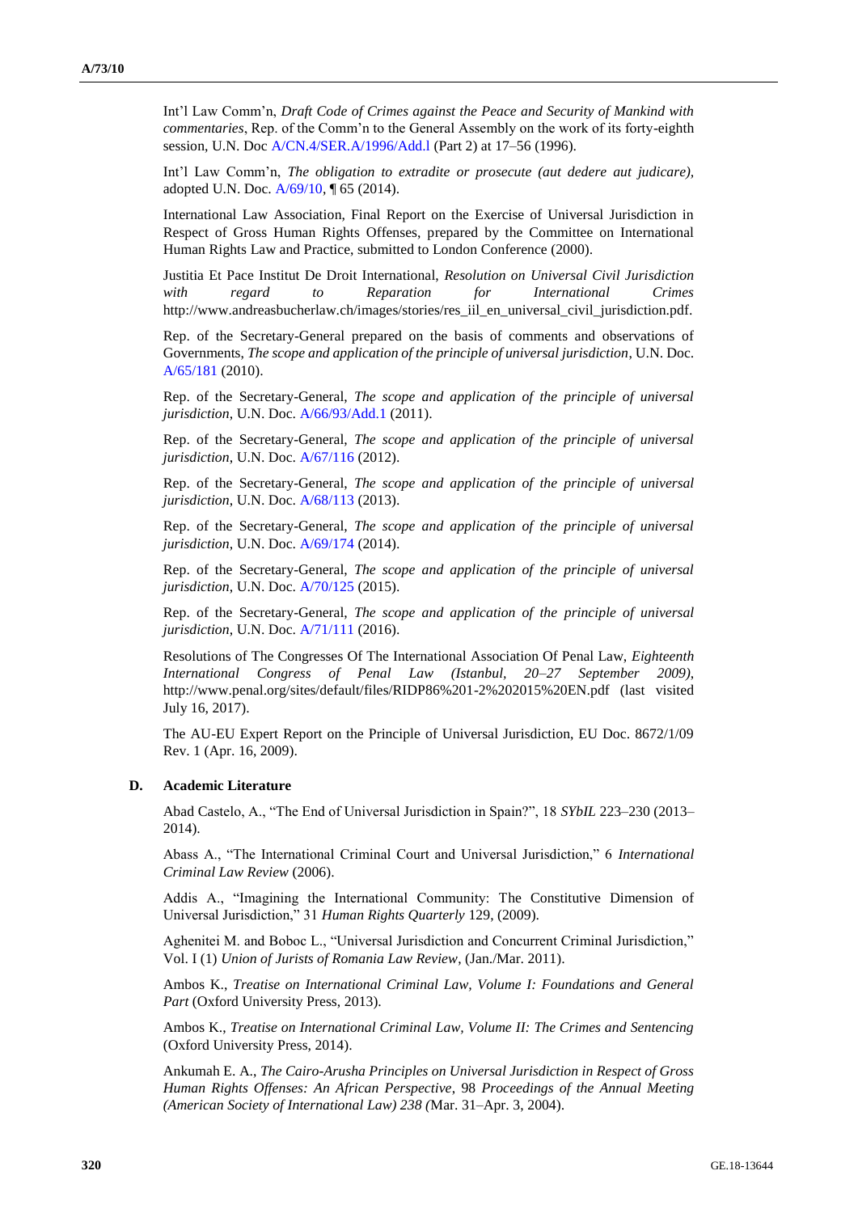Int'l Law Comm'n, *Draft Code of Crimes against the Peace and Security of Mankind with commentaries*, Rep. of the Comm'n to the General Assembly on the work of its forty-eighth session, U.N. Doc A/CN.4/SER.A/1996/Add.l (Part 2) at 17–56 (1996).

Int'l Law Comm'n, *The obligation to extradite or prosecute (aut dedere aut judicare)*, adopted U.N. Doc. A/69/10, ¶ 65 (2014).

International Law Association, Final Report on the Exercise of Universal Jurisdiction in Respect of Gross Human Rights Offenses, prepared by the Committee on International Human Rights Law and Practice, submitted to London Conference (2000).

Justitia Et Pace Institut De Droit International, *Resolution on Universal Civil Jurisdiction with regard to Reparation for International Crimes* http://www.andreasbucherlaw.ch/images/stories/res_iil_en_universal_civil_jurisdiction.pdf.

Rep. of the Secretary-General prepared on the basis of comments and observations of Governments, *The scope and application of the principle of universal jurisdiction*, U.N. Doc. A/65/181 (2010).

Rep. of the Secretary-General, *The scope and application of the principle of universal jurisdiction*, U.N. Doc. A/66/93/Add.1 (2011).

Rep. of the Secretary-General, *The scope and application of the principle of universal jurisdiction*, U.N. Doc. A/67/116 (2012).

Rep. of the Secretary-General, *The scope and application of the principle of universal jurisdiction*, U.N. Doc. A/68/113 (2013).

Rep. of the Secretary-General, *The scope and application of the principle of universal jurisdiction*, U.N. Doc. A/69/174 (2014).

Rep. of the Secretary-General, *The scope and application of the principle of universal jurisdiction*, U.N. Doc. A/70/125 (2015).

Rep. of the Secretary-General, *The scope and application of the principle of universal jurisdiction*, U.N. Doc. A/71/111 (2016).

Resolutions of The Congresses Of The International Association Of Penal Law, *Eighteenth International Congress of Penal Law (Istanbul, 20–27 September 2009)*, http://www.penal.org/sites/default/files/RIDP86%201-2%202015%20EN.pdf (last visited July 16, 2017).

The AU-EU Expert Report on the Principle of Universal Jurisdiction, EU Doc. 8672/1/09 Rev. 1 (Apr. 16, 2009).

### D. Academic Literature

Abad Castelo, A., "The End of Universal Jurisdiction in Spain?", 18 *SYbIL* 223–230 (2013–2014).

Abass A., "The International Criminal Court and Universal Jurisdiction," 6 *International Criminal Law Review* (2006).

Addis A., "Imagining the International Community: The Constitutive Dimension of Universal Jurisdiction," 31 *Human Rights Quarterly* 129, (2009).

Aghenitei M. and Boboc L., "Universal Jurisdiction and Concurrent Criminal Jurisdiction," Vol. I (1) *Union of Jurists of Romania Law Review*, (Jan./Mar. 2011).

Ambos K., *Treatise on International Criminal Law, Volume I: Foundations and General Part* (Oxford University Press, 2013).

Ambos K., *Treatise on International Criminal Law, Volume II: The Crimes and Sentencing* (Oxford University Press, 2014).

Ankumah E. A., *The Cairo-Arusha Principles on Universal Jurisdiction in Respect of Gross Human Rights Offenses: An African Perspective*, 98 *Proceedings of the Annual Meeting (American Society of International Law) 238 (*Mar. 31–Apr. 3, 2004).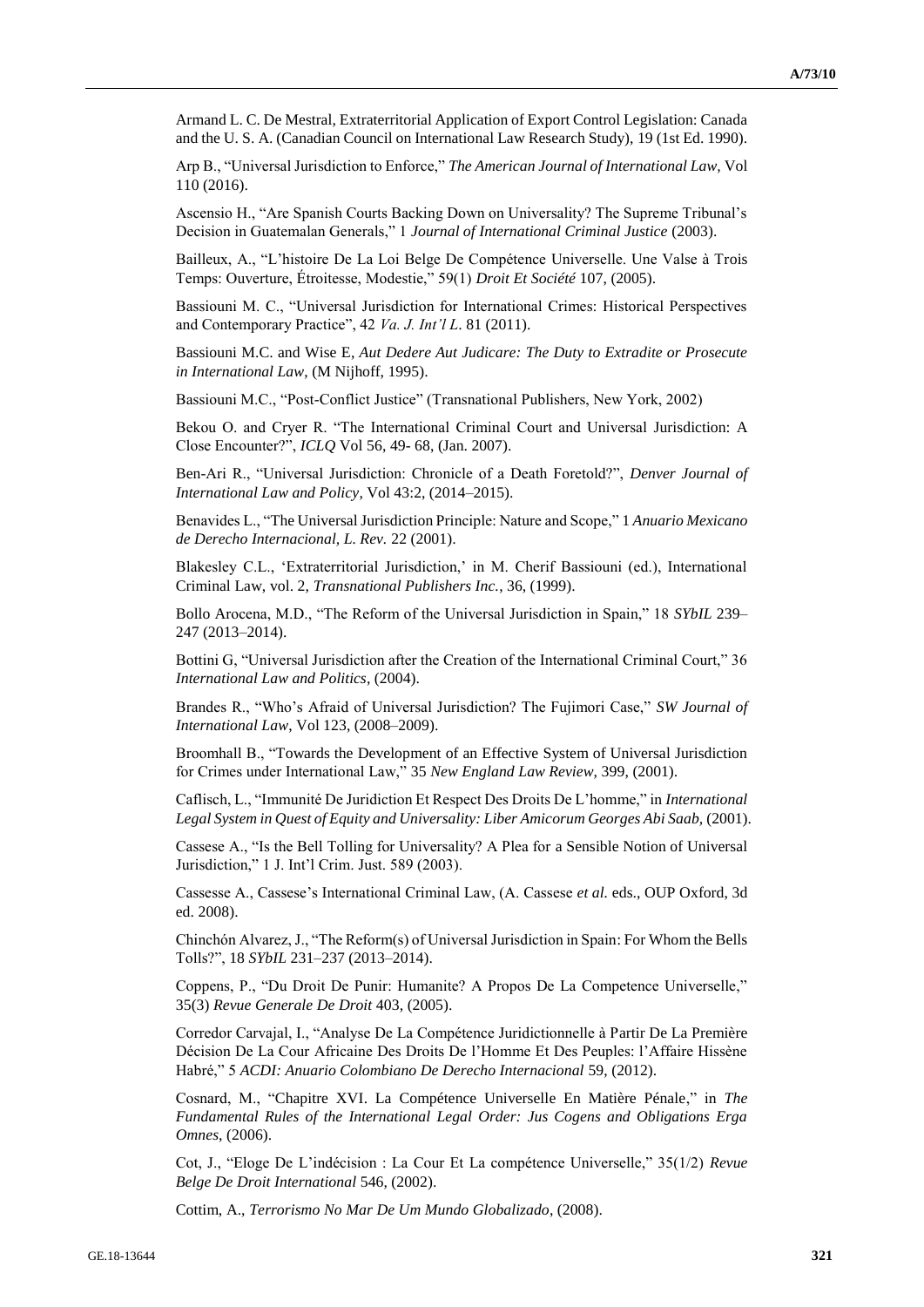Armand L. C. De Mestral, Extraterritorial Application of Export Control Legislation: Canada and the U. S. A. (Canadian Council on International Law Research Study), 19 (1st Ed. 1990).

Arp B., "Universal Jurisdiction to Enforce," *The American Journal of International Law,* Vol 110 (2016).

Ascensio H., "Are Spanish Courts Backing Down on Universality? The Supreme Tribunal's Decision in Guatemalan Generals," 1 *Journal of International Criminal Justice* (2003).

Bailleux, A., "L'histoire De La Loi Belge De Compétence Universelle. Une Valse à Trois Temps: Ouverture, Étroitesse, Modestie," 59(1) *Droit Et Société* 107, (2005).

Bassiouni M. C., "Universal Jurisdiction for International Crimes: Historical Perspectives and Contemporary Practice", 42 *Va. J. Int'l L*. 81 (2011).

Bassiouni M.C. and Wise E, *Aut Dedere Aut Judicare: The Duty to Extradite or Prosecute in International Law,* (M Nijhoff, 1995).

Bassiouni M.C., "Post-Conflict Justice" (Transnational Publishers, New York, 2002)

Bekou O. and Cryer R. "The International Criminal Court and Universal Jurisdiction: A Close Encounter?", *ICLQ* Vol 56, 49- 68, (Jan. 2007).

Ben-Ari R., "Universal Jurisdiction: Chronicle of a Death Foretold?", *Denver Journal of International Law and Policy*, Vol 43:2, (2014–2015).

Benavides L., "The Universal Jurisdiction Principle: Nature and Scope," 1 *Anuario Mexicano de Derecho Internacional, L. Rev.* 22 (2001).

Blakesley C.L., 'Extraterritorial Jurisdiction,' in M. Cherif Bassiouni (ed.), International Criminal Law, vol. 2*, Transnational Publishers Inc.*, 36, (1999).

Bollo Arocena, M.D., "The Reform of the Universal Jurisdiction in Spain," 18 *SYbIL* 239–247 (2013–2014).

Bottini G, "Universal Jurisdiction after the Creation of the International Criminal Court," 36 *International Law and Politics*, (2004).

Brandes R., "Who's Afraid of Universal Jurisdiction? The Fujimori Case," *SW Journal of International Law*, Vol 123, (2008–2009).

Broomhall B., "Towards the Development of an Effective System of Universal Jurisdiction for Crimes under International Law," 35 *New England Law Review*, 399, (2001).

Caflisch, L., "Immunité De Juridiction Et Respect Des Droits De L'homme," in *International Legal System in Quest of Equity and Universality: Liber Amicorum Georges Abi Saab,* (2001).

Cassese A., "Is the Bell Tolling for Universality? A Plea for a Sensible Notion of Universal Jurisdiction," 1 J. Int'l Crim. Just. 589 (2003).

Cassesse A., Cassese's International Criminal Law, (A. Cassese *et al.* eds., OUP Oxford, 3d ed. 2008).

Chinchón Alvarez, J., "The Reform(s) of Universal Jurisdiction in Spain: For Whom the Bells Tolls?", 18 *SYbIL* 231–237 (2013–2014).

Coppens, P., "Du Droit De Punir: Humanite? A Propos De La Competence Universelle," 35(3) *Revue Generale De Droit* 403, (2005).

Corredor Carvajal, I., "Analyse De La Compétence Juridictionnelle à Partir De La Première Décision De La Cour Africaine Des Droits De l'Homme Et Des Peuples: l'Affaire Hissène Habré," 5 *ACDI: Anuario Colombiano De Derecho Internacional* 59, (2012).

Cosnard, M., "Chapitre XVI. La Compétence Universelle En Matière Pénale," in *The Fundamental Rules of the International Legal Order: Jus Cogens and Obligations Erga Omnes*, (2006).

Cot, J., "Eloge De L'indécision : La Cour Et La compétence Universelle," 35(1/2) *Revue Belge De Droit International* 546, (2002).

Cottim, A., *Terrorismo No Mar De Um Mundo Globalizado*, (2008).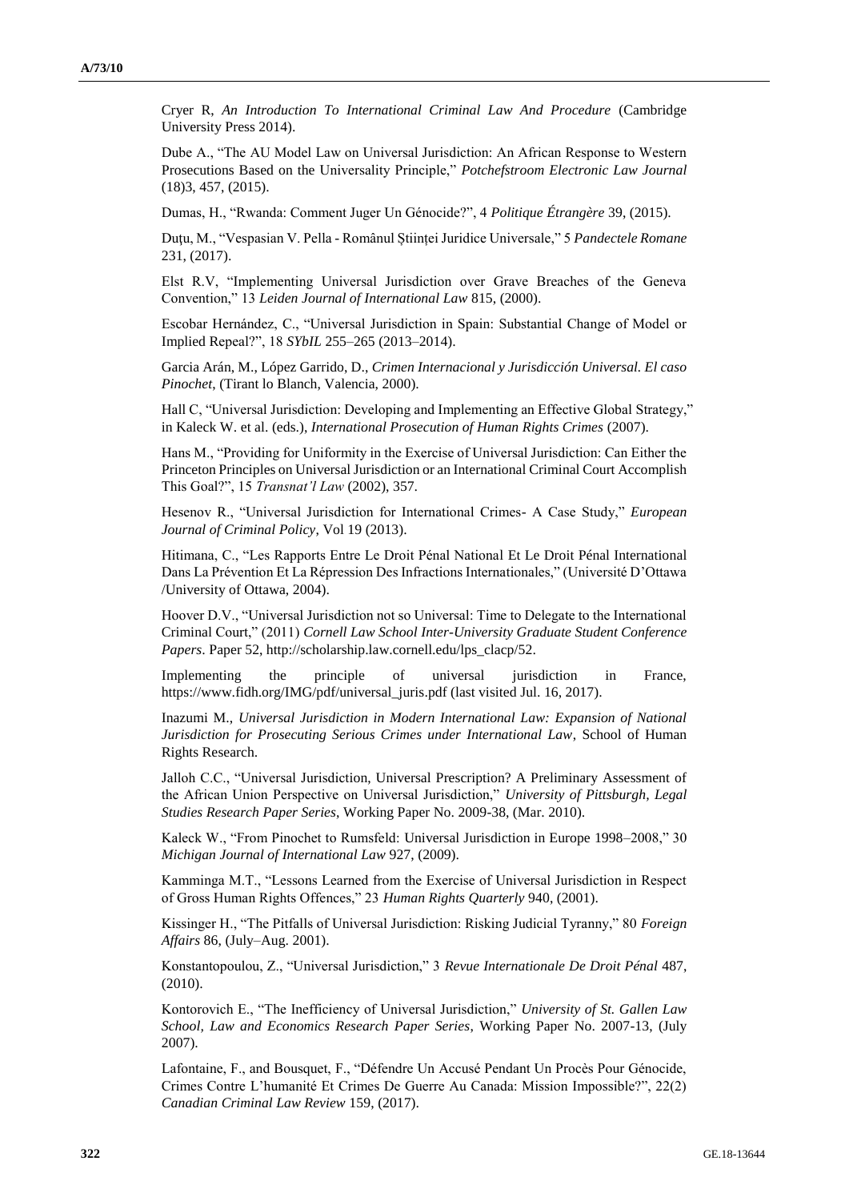Cryer R, *An Introduction To International Criminal Law And Procedure* (Cambridge University Press 2014).

Dube A., "The AU Model Law on Universal Jurisdiction: An African Response to Western Prosecutions Based on the Universality Principle," *Potchefstroom Electronic Law Journal* (18)3, 457, (2015).

Dumas, H., "Rwanda: Comment Juger Un Génocide?", 4 *Politique Étrangère* 39, (2015).

Duțu, M., "Vespasian V. Pella - Românul Științei Juridice Universale," 5 *Pandectele Romane* 231, (2017).

Elst R.V, "Implementing Universal Jurisdiction over Grave Breaches of the Geneva Convention," 13 *Leiden Journal of International Law* 815, (2000).

Escobar Hernández, C., "Universal Jurisdiction in Spain: Substantial Change of Model or Implied Repeal?", 18 *SYbIL* 255–265 (2013–2014).

Garcia Arán, M., López Garrido, D., *Crimen Internacional y Jurisdicción Universal. El caso Pinochet*, (Tirant lo Blanch, Valencia, 2000).

Hall C, "Universal Jurisdiction: Developing and Implementing an Effective Global Strategy," in Kaleck W. et al. (eds.), *International Prosecution of Human Rights Crimes* (2007).

Hans M., "Providing for Uniformity in the Exercise of Universal Jurisdiction: Can Either the Princeton Principles on Universal Jurisdiction or an International Criminal Court Accomplish This Goal?", 15 *Transnat'l Law* (2002), 357.

Hesenov R., "Universal Jurisdiction for International Crimes- A Case Study," *European Journal of Criminal Policy*, Vol 19 (2013).

Hitimana, C., "Les Rapports Entre Le Droit Pénal National Et Le Droit Pénal International Dans La Prévention Et La Répression Des Infractions Internationales," (Université D'Ottawa /University of Ottawa, 2004).

Hoover D.V., "Universal Jurisdiction not so Universal: Time to Delegate to the International Criminal Court," (2011) *Cornell Law School Inter-University Graduate Student Conference Papers*. Paper 52, http://scholarship.law.cornell.edu/lps_clacp/52.

Implementing the principle of universal jurisdiction in France, https://www.fidh.org/IMG/pdf/universal_juris.pdf (last visited Jul. 16, 2017).

Inazumi M., *Universal Jurisdiction in Modern International Law: Expansion of National Jurisdiction for Prosecuting Serious Crimes under International Law*, School of Human Rights Research.

Jalloh C.C., "Universal Jurisdiction, Universal Prescription? A Preliminary Assessment of the African Union Perspective on Universal Jurisdiction," *University of Pittsburgh, Legal Studies Research Paper Series*, Working Paper No. 2009-38, (Mar. 2010).

Kaleck W., "From Pinochet to Rumsfeld: Universal Jurisdiction in Europe 1998–2008," 30 *Michigan Journal of International Law* 927, (2009).

Kamminga M.T., "Lessons Learned from the Exercise of Universal Jurisdiction in Respect of Gross Human Rights Offences," 23 *Human Rights Quarterly* 940, (2001).

Kissinger H., "The Pitfalls of Universal Jurisdiction: Risking Judicial Tyranny," 80 *Foreign Affairs* 86, (July–Aug. 2001).

Konstantopoulou, Z., "Universal Jurisdiction," 3 *Revue Internationale De Droit Pénal* 487, (2010).

Kontorovich E., "The Inefficiency of Universal Jurisdiction," *University of St. Gallen Law School, Law and Economics Research Paper Series*, Working Paper No. 2007-13, (July 2007).

Lafontaine, F., and Bousquet, F., "Défendre Un Accusé Pendant Un Procès Pour Génocide, Crimes Contre L'humanité Et Crimes De Guerre Au Canada: Mission Impossible?", 22(2) *Canadian Criminal Law Review* 159, (2017).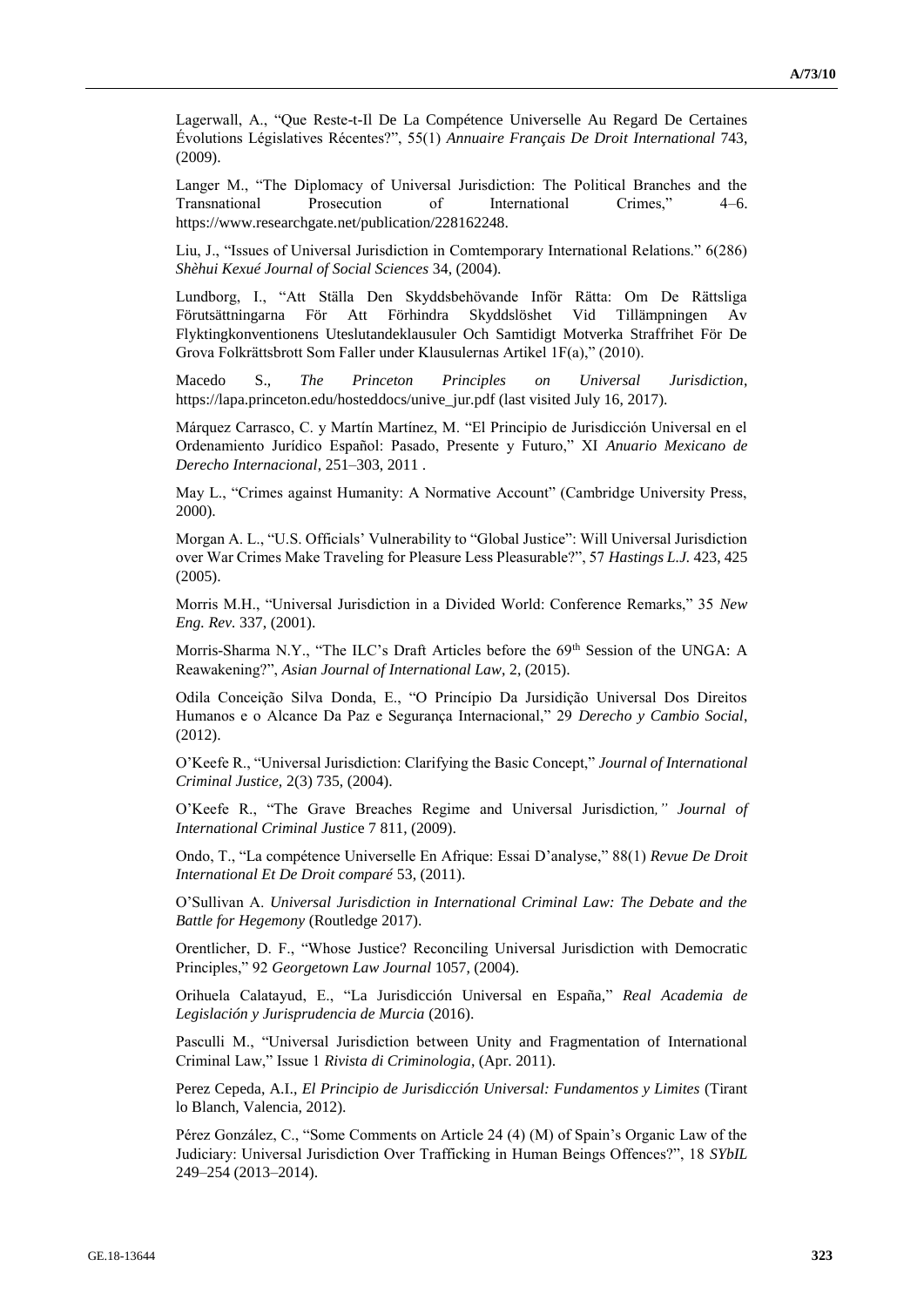Lagerwall, A., "Que Reste-t-Il De La Compétence Universelle Au Regard De Certaines Évolutions Législatives Récentes?", 55(1) *Annuaire Français De Droit International* 743, (2009).

Langer M., "The Diplomacy of Universal Jurisdiction: The Political Branches and the Transnational Prosecution of International Crimes," 4–6. https://www.researchgate.net/publication/228162248.

Liu, J., "Issues of Universal Jurisdiction in Comtemporary International Relations." 6(286) *Shèhui Kexué Journal of Social Sciences* 34, (2004).

Lundborg, I., "Att Ställa Den Skyddsbehövande Inför Rätta: Om De Rättsliga Förutsättningarna För Att Förhindra Skyddslöshet Vid Tillämpningen Av Flyktingkonventionens Uteslutandeklausuler Och Samtidigt Motverka Straffrihet För De Grova Folkrättsbrott Som Faller under Klausulernas Artikel 1F(a)," (2010).

Macedo S., *The Princeton Principles on Universal Jurisdiction*, https://lapa.princeton.edu/hosteddocs/unive_jur.pdf (last visited July 16, 2017).

Márquez Carrasco, C. y Martín Martínez, M. "El Principio de Jurisdicción Universal en el Ordenamiento Jurídico Español: Pasado, Presente y Futuro," XI *Anuario Mexicano de Derecho Internacional*, 251–303, 2011 .

May L., "Crimes against Humanity: A Normative Account" (Cambridge University Press, 2000).

Morgan A. L., "U.S. Officials' Vulnerability to "Global Justice": Will Universal Jurisdiction over War Crimes Make Traveling for Pleasure Less Pleasurable?", 57 *Hastings L.J.* 423, 425 (2005).

Morris M.H., "Universal Jurisdiction in a Divided World: Conference Remarks," 35 *New Eng. Rev.* 337, (2001).

Morris-Sharma N.Y., "The ILC's Draft Articles before the 69th Session of the UNGA: A Reawakening?", *Asian Journal of International Law*, 2, (2015).

Odila Conceição Silva Donda, E., "O Princípio Da Jursidição Universal Dos Direitos Humanos e o Alcance Da Paz e Segurança Internacional," 29 *Derecho y Cambio Social*, (2012).

O'Keefe R., "Universal Jurisdiction: Clarifying the Basic Concept," *Journal of International Criminal Justice*, 2(3) 735, (2004).

O'Keefe R., "The Grave Breaches Regime and Universal Jurisdiction*," Journal of International Criminal Justic*e 7 811, (2009).

Ondo, T., "La compétence Universelle En Afrique: Essai D'analyse," 88(1) *Revue De Droit International Et De Droit comparé* 53, (2011).

O'Sullivan A. *Universal Jurisdiction in International Criminal Law: The Debate and the Battle for Hegemony* (Routledge 2017).

Orentlicher, D. F., "Whose Justice? Reconciling Universal Jurisdiction with Democratic Principles," 92 *Georgetown Law Journal* 1057, (2004).

Orihuela Calatayud, E., "La Jurisdicción Universal en España," *Real Academia de Legislación y Jurisprudencia de Murcia* (2016).

Pasculli M., "Universal Jurisdiction between Unity and Fragmentation of International Criminal Law," Issue 1 *Rivista di Criminologia*, (Apr. 2011).

Perez Cepeda, A.I., *El Principio de Jurisdicción Universal: Fundamentos y Limites* (Tirant lo Blanch, Valencia, 2012).

Pérez González, C., "Some Comments on Article 24 (4) (M) of Spain's Organic Law of the Judiciary: Universal Jurisdiction Over Trafficking in Human Beings Offences?", 18 *SYbIL* 249–254 (2013–2014).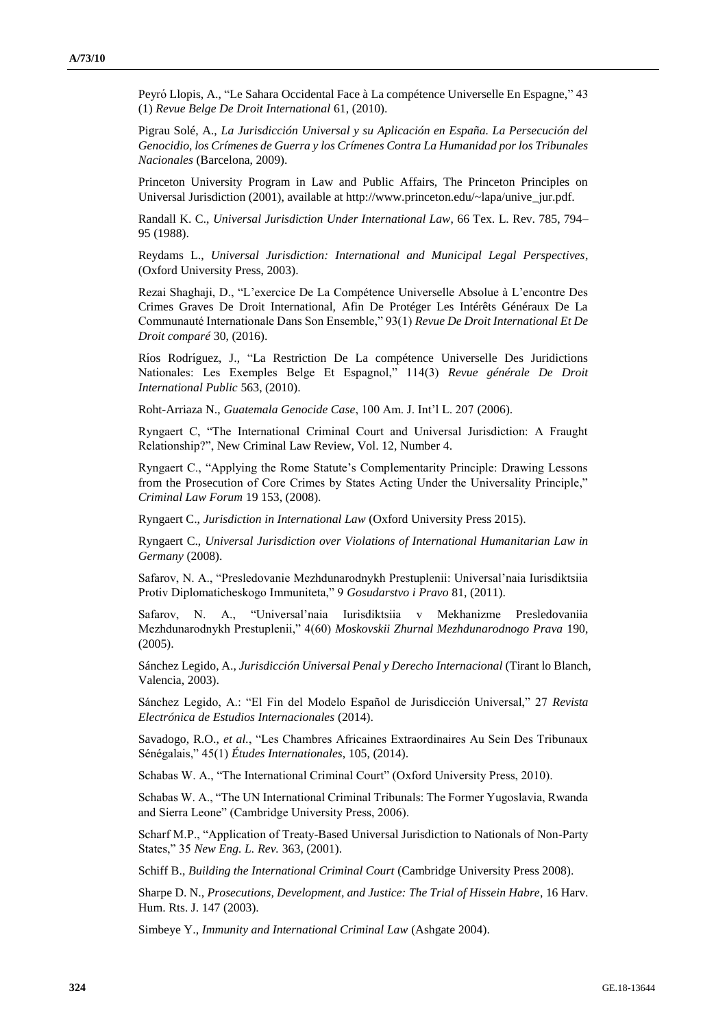Peyró Llopis, A., "Le Sahara Occidental Face à La compétence Universelle En Espagne," 43 (1) *Revue Belge De Droit International* 61, (2010).

Pigrau Solé, A., *La Jurisdicción Universal y su Aplicación en España. La Persecución del Genocidio, los Crímenes de Guerra y los Crímenes Contra La Humanidad por los Tribunales Nacionales* (Barcelona, 2009).

Princeton University Program in Law and Public Affairs, The Princeton Principles on Universal Jurisdiction (2001), available at http://www.princeton.edu/~lapa/unive_jur.pdf.

Randall K. C., *Universal Jurisdiction Under International Law*, 66 Tex. L. Rev. 785, 794–95 (1988).

Reydams L., *Universal Jurisdiction: International and Municipal Legal Perspectives*, (Oxford University Press, 2003).

Rezai Shaghaji, D., "L'exercice De La Compétence Universelle Absolue à L'encontre Des Crimes Graves De Droit International, Afin De Protéger Les Intérêts Généraux De La Communauté Internationale Dans Son Ensemble," 93(1) *Revue De Droit International Et De Droit comparé* 30, (2016).

Ríos Rodríguez, J., "La Restriction De La compétence Universelle Des Juridictions Nationales: Les Exemples Belge Et Espagnol," 114(3) *Revue générale De Droit International Public* 563, (2010).

Roht-Arriaza N., *Guatemala Genocide Case*, 100 Am. J. Int'l L. 207 (2006).

Ryngaert C, "The International Criminal Court and Universal Jurisdiction: A Fraught Relationship?", New Criminal Law Review, Vol. 12, Number 4.

Ryngaert C., "Applying the Rome Statute's Complementarity Principle: Drawing Lessons from the Prosecution of Core Crimes by States Acting Under the Universality Principle," *Criminal Law Forum* 19 153, (2008).

Ryngaert C., *Jurisdiction in International Law* (Oxford University Press 2015).

Ryngaert C., *Universal Jurisdiction over Violations of International Humanitarian Law in Germany* (2008).

Safarov, N. A., "Presledovanie Mezhdunarodnykh Prestuplenii: Universal'naia Iurisdiktsiia Protiv Diplomaticheskogo Immuniteta," 9 *Gosudarstvo i Pravo* 81, (2011).

Safarov, N. A., "Universal'naia Iurisdiktsiia v Mekhanizme Presledovaniia Mezhdunarodnykh Prestuplenii," 4(60) *Moskovskii Zhurnal Mezhdunarodnogo Prava* 190, (2005).

Sánchez Legido, A., *Jurisdicción Universal Penal y Derecho Internacional* (Tirant lo Blanch, Valencia, 2003).

Sánchez Legido, A.: "El Fin del Modelo Español de Jurisdicción Universal," 27 *Revista Electrónica de Estudios Internacionales* (2014).

Savadogo, R.O., *et al.*, "Les Chambres Africaines Extraordinaires Au Sein Des Tribunaux Sénégalais," 45(1) *Études Internationales*, 105, (2014).

Schabas W. A., "The International Criminal Court" (Oxford University Press, 2010).

Schabas W. A., "The UN International Criminal Tribunals: The Former Yugoslavia, Rwanda and Sierra Leone" (Cambridge University Press, 2006).

Scharf M.P., "Application of Treaty-Based Universal Jurisdiction to Nationals of Non-Party States," 35 *New Eng. L. Rev.* 363, (2001).

Schiff B., *Building the International Criminal Court* (Cambridge University Press 2008).

Sharpe D. N., *Prosecutions, Development, and Justice: The Trial of Hissein Habre*, 16 Harv. Hum. Rts. J. 147 (2003).

Simbeye Y., *Immunity and International Criminal Law* (Ashgate 2004).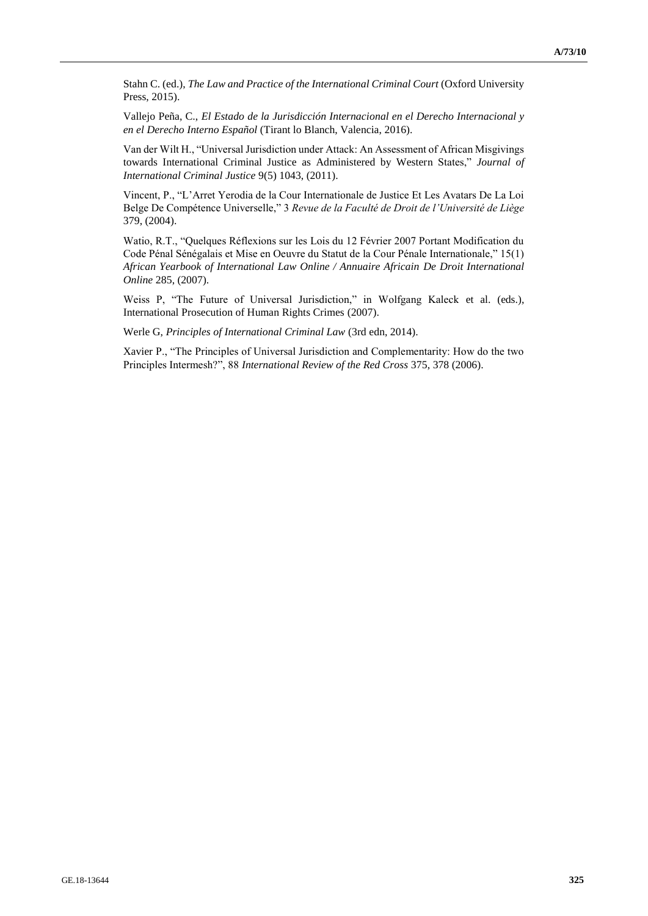Stahn C. (ed.), *The Law and Practice of the International Criminal Court* (Oxford University Press, 2015).

Vallejo Peña, C., *El Estado de la Jurisdicción Internacional en el Derecho Internacional y en el Derecho Interno Español* (Tirant lo Blanch, Valencia, 2016).

Van der Wilt H., "Universal Jurisdiction under Attack: An Assessment of African Misgivings towards International Criminal Justice as Administered by Western States," *Journal of International Criminal Justice* 9(5) 1043, (2011).

Vincent, P., "L'Arret Yerodia de la Cour Internationale de Justice Et Les Avatars De La Loi Belge De Compétence Universelle," 3 *Revue de la Faculté de Droit de l'Université de Liège* 379, (2004).

Watio, R.T., "Quelques Réflexions sur les Lois du 12 Février 2007 Portant Modification du Code Pénal Sénégalais et Mise en Oeuvre du Statut de la Cour Pénale Internationale," 15(1) *African Yearbook of International Law Online / Annuaire Africain De Droit International Online* 285, (2007).

Weiss P, "The Future of Universal Jurisdiction," in Wolfgang Kaleck et al. (eds.), International Prosecution of Human Rights Crimes (2007).

Werle G, *Principles of International Criminal Law* (3rd edn, 2014).

Xavier P., "The Principles of Universal Jurisdiction and Complementarity: How do the two Principles Intermesh?", 88 *International Review of the Red Cross* 375, 378 (2006).